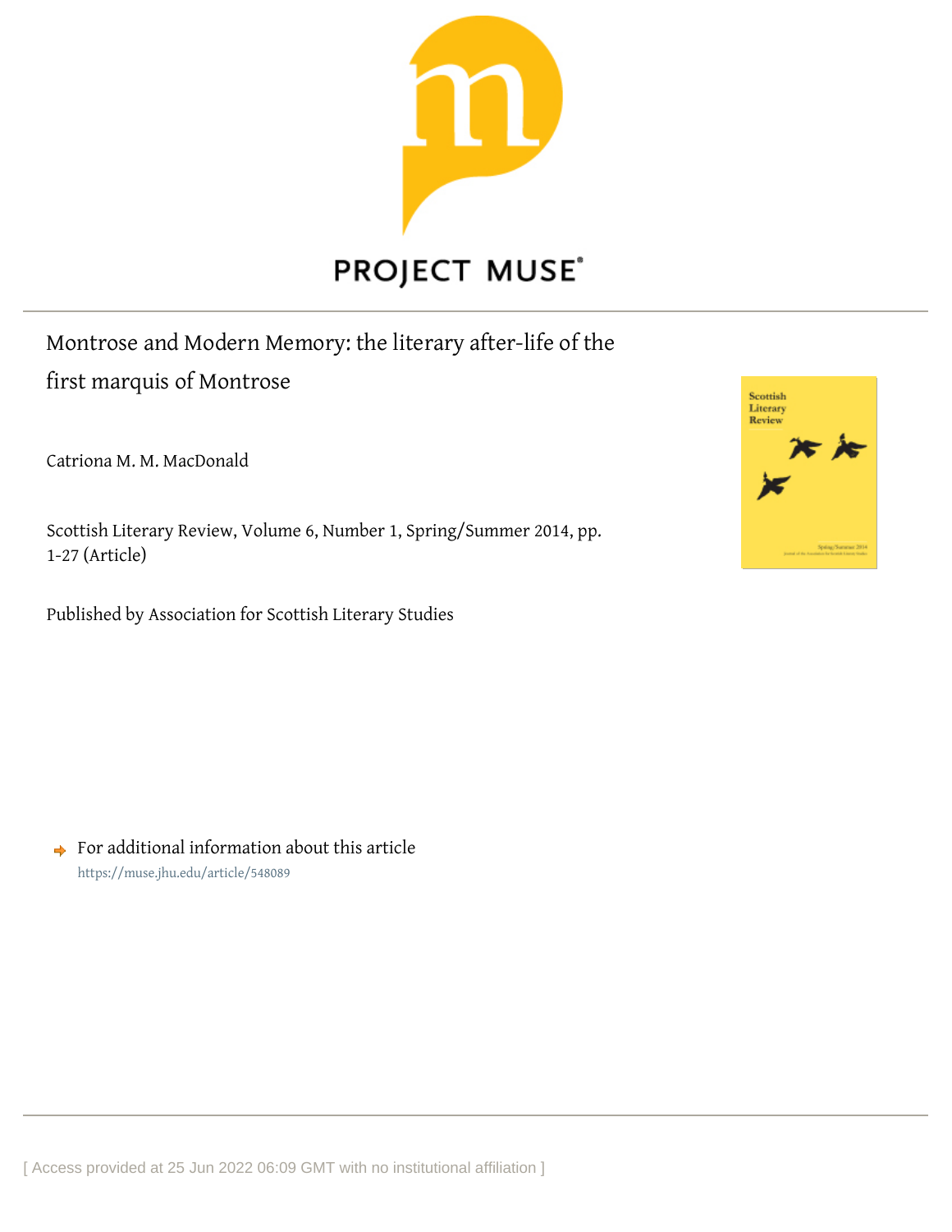PROJECT MUSE

# Montrose and Modern Memory: the literary after-life of the first marquis of Montrose

Catriona M. M. MacDonald

Scottish Literary Review, Volume 6, Number 1, Spring/Summer 2014, pp. 1-27 (Article)

Published by Association for Scottish Literary Studies

For additional information about this article
https://muse.jhu.edu/article/548089

[ Access provided at 25 Jun 2022 06:09 GMT with no institutional affiliation ]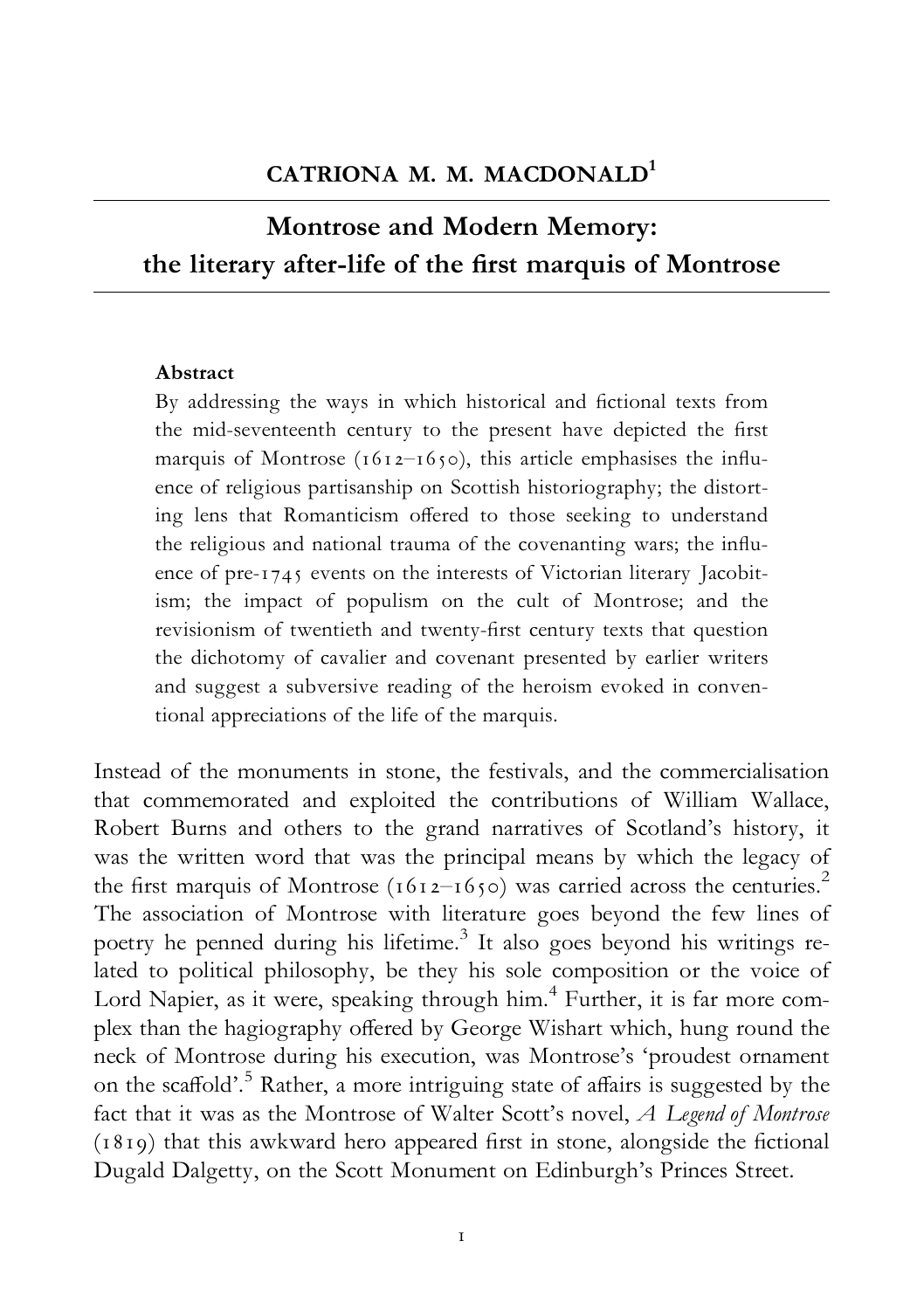## CATRIONA M. M. MACDONALD[1]

# Montrose and Modern Memory: the literary after-life of the first marquis of Montrose

**Abstract**

By addressing the ways in which historical and fictional texts from the mid-seventeenth century to the present have depicted the first marquis of Montrose (1612–1650), this article emphasises the influence of religious partisanship on Scottish historiography; the distorting lens that Romanticism offered to those seeking to understand the religious and national trauma of the covenanting wars; the influence of pre-1745 events on the interests of Victorian literary Jacobitism; the impact of populism on the cult of Montrose; and the revisionism of twentieth and twenty-first century texts that question the dichotomy of cavalier and covenant presented by earlier writers and suggest a subversive reading of the heroism evoked in conventional appreciations of the life of the marquis.

Instead of the monuments in stone, the festivals, and the commercialisation that commemorated and exploited the contributions of William Wallace, Robert Burns and others to the grand narratives of Scotland's history, it was the written word that was the principal means by which the legacy of the first marquis of Montrose (1612–1650) was carried across the centuries.[2] The association of Montrose with literature goes beyond the few lines of poetry he penned during his lifetime.[3] It also goes beyond his writings related to political philosophy, be they his sole composition or the voice of Lord Napier, as it were, speaking through him.[4] Further, it is far more complex than the hagiography offered by George Wishart which, hung round the neck of Montrose during his execution, was Montrose's 'proudest ornament on the scaffold'.[5] Rather, a more intriguing state of affairs is suggested by the fact that it was as the Montrose of Walter Scott's novel, *A Legend of Montrose* (1819) that this awkward hero appeared first in stone, alongside the fictional Dugald Dalgetty, on the Scott Monument on Edinburgh's Princes Street.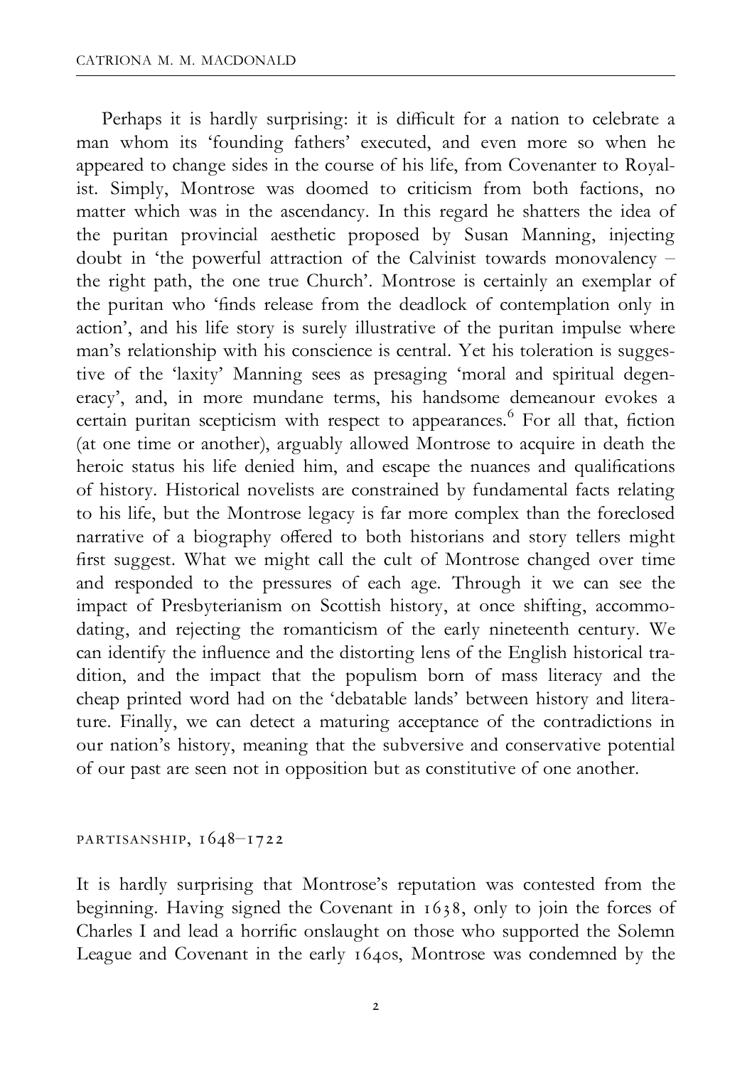Perhaps it is hardly surprising: it is difficult for a nation to celebrate a man whom its 'founding fathers' executed, and even more so when he appeared to change sides in the course of his life, from Covenanter to Royalist. Simply, Montrose was doomed to criticism from both factions, no matter which was in the ascendancy. In this regard he shatters the idea of the puritan provincial aesthetic proposed by Susan Manning, injecting doubt in 'the powerful attraction of the Calvinist towards monovalency – the right path, the one true Church'. Montrose is certainly an exemplar of the puritan who 'finds release from the deadlock of contemplation only in action', and his life story is surely illustrative of the puritan impulse where man's relationship with his conscience is central. Yet his toleration is suggestive of the 'laxity' Manning sees as presaging 'moral and spiritual degeneracy', and, in more mundane terms, his handsome demeanour evokes a certain puritan scepticism with respect to appearances.[6] For all that, fiction (at one time or another), arguably allowed Montrose to acquire in death the heroic status his life denied him, and escape the nuances and qualifications of history. Historical novelists are constrained by fundamental facts relating to his life, but the Montrose legacy is far more complex than the foreclosed narrative of a biography offered to both historians and story tellers might first suggest. What we might call the cult of Montrose changed over time and responded to the pressures of each age. Through it we can see the impact of Presbyterianism on Scottish history, at once shifting, accommodating, and rejecting the romanticism of the early nineteenth century. We can identify the influence and the distorting lens of the English historical tradition, and the impact that the populism born of mass literacy and the cheap printed word had on the 'debatable lands' between history and literature. Finally, we can detect a maturing acceptance of the contradictions in our nation's history, meaning that the subversive and conservative potential of our past are seen not in opposition but as constitutive of one another.

## PARTISANSHIP, 1648–1722

It is hardly surprising that Montrose's reputation was contested from the beginning. Having signed the Covenant in 1638, only to join the forces of Charles I and lead a horrific onslaught on those who supported the Solemn League and Covenant in the early 1640s, Montrose was condemned by the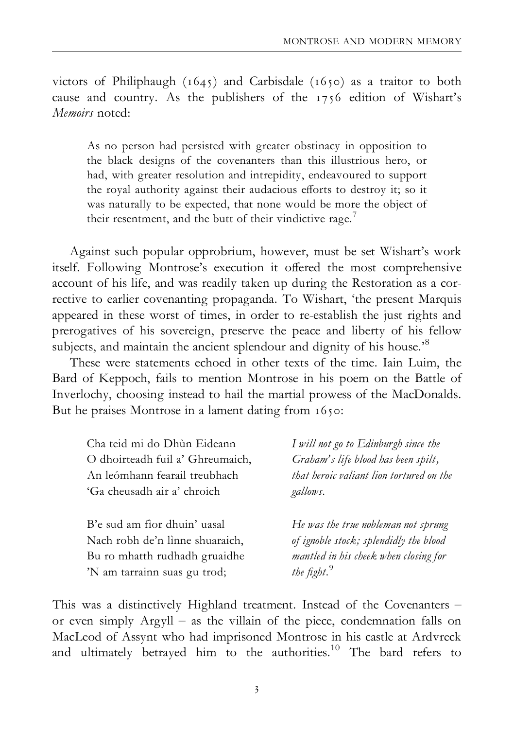victors of Philiphaugh (1645) and Carbisdale (1650) as a traitor to both cause and country. As the publishers of the 1756 edition of Wishart's *Memoirs* noted:

> As no person had persisted with greater obstinacy in opposition to the black designs of the covenanters than this illustrious hero, or had, with greater resolution and intrepidity, endeavoured to support the royal authority against their audacious efforts to destroy it; so it was naturally to be expected, that none would be more the object of their resentment, and the butt of their vindictive rage.[7]

Against such popular opprobrium, however, must be set Wishart's work itself. Following Montrose's execution it offered the most comprehensive account of his life, and was readily taken up during the Restoration as a corrective to earlier covenanting propaganda. To Wishart, 'the present Marquis appeared in these worst of times, in order to re-establish the just rights and prerogatives of his sovereign, preserve the peace and liberty of his fellow subjects, and maintain the ancient splendour and dignity of his house.'[8]

These were statements echoed in other texts of the time. Iain Luim, the Bard of Keppoch, fails to mention Montrose in his poem on the Battle of Inverlochy, choosing instead to hail the martial prowess of the MacDonalds. But he praises Montrose in a lament dating from 1650:

| | |
|---|---|
| Cha teid mi do Dhùn Eideann | *I will not go to Edinburgh since the* |
| O dhoirteadh fuil a' Ghreumaich, | *Graham's life blood has been spilt,* |
| An leómhann fearail treubhach | *that heroic valiant lion tortured on the* |
| 'Ga cheusadh air a' chroich | *gallows.* |
| | |
| B'e sud am fìor dhuin' uasal | *He was the true nobleman not sprung* |
| Nach robh de'n lìnne shuaraich, | *of ignoble stock; splendidly the blood* |
| Bu ro mhatth rudhadh gruaidhe | *mantled in his cheek when closing for* |
| 'N am tarrainn suas gu trod; | *the fight.*[9] |

This was a distinctively Highland treatment. Instead of the Covenanters – or even simply Argyll – as the villain of the piece, condemnation falls on MacLeod of Assynt who had imprisoned Montrose in his castle at Ardvreck and ultimately betrayed him to the authorities.[10] The bard refers to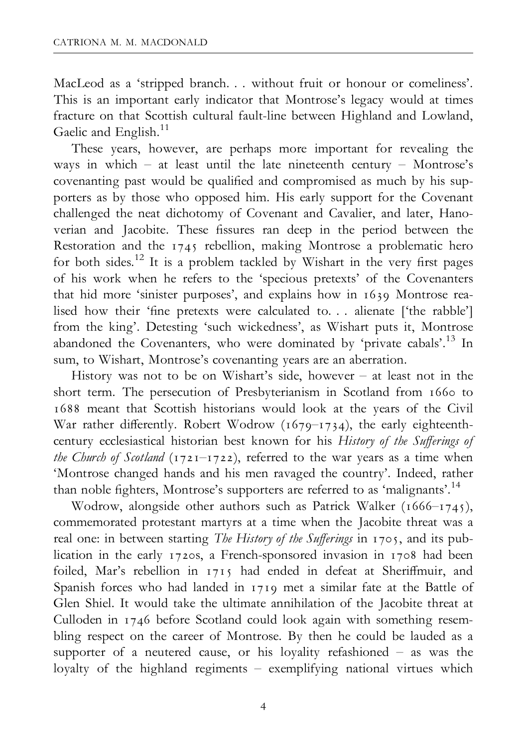MacLeod as a 'stripped branch. . . without fruit or honour or comeliness'. This is an important early indicator that Montrose's legacy would at times fracture on that Scottish cultural fault-line between Highland and Lowland, Gaelic and English.[11]

These years, however, are perhaps more important for revealing the ways in which – at least until the late nineteenth century – Montrose's covenanting past would be qualified and compromised as much by his supporters as by those who opposed him. His early support for the Covenant challenged the neat dichotomy of Covenant and Cavalier, and later, Hanoverian and Jacobite. These fissures ran deep in the period between the Restoration and the 1745 rebellion, making Montrose a problematic hero for both sides.[12] It is a problem tackled by Wishart in the very first pages of his work when he refers to the 'specious pretexts' of the Covenanters that hid more 'sinister purposes', and explains how in 1639 Montrose realised how their 'fine pretexts were calculated to. . . alienate ['the rabble'] from the king'. Detesting 'such wickedness', as Wishart puts it, Montrose abandoned the Covenanters, who were dominated by 'private cabals'.[13] In sum, to Wishart, Montrose's covenanting years are an aberration.

History was not to be on Wishart's side, however – at least not in the short term. The persecution of Presbyterianism in Scotland from 1660 to 1688 meant that Scottish historians would look at the years of the Civil War rather differently. Robert Wodrow (1679–1734), the early eighteenth-century ecclesiastical historian best known for his *History of the Sufferings of the Church of Scotland* (1721–1722), referred to the war years as a time when 'Montrose changed hands and his men ravaged the country'. Indeed, rather than noble fighters, Montrose's supporters are referred to as 'malignants'.[14]

Wodrow, alongside other authors such as Patrick Walker (1666–1745), commemorated protestant martyrs at a time when the Jacobite threat was a real one: in between starting *The History of the Sufferings* in 1705, and its publication in the early 1720s, a French-sponsored invasion in 1708 had been foiled, Mar's rebellion in 1715 had ended in defeat at Sheriffmuir, and Spanish forces who had landed in 1719 met a similar fate at the Battle of Glen Shiel. It would take the ultimate annihilation of the Jacobite threat at Culloden in 1746 before Scotland could look again with something resembling respect on the career of Montrose. By then he could be lauded as a supporter of a neutered cause, or his loyality refashioned – as was the loyalty of the highland regiments – exemplifying national virtues which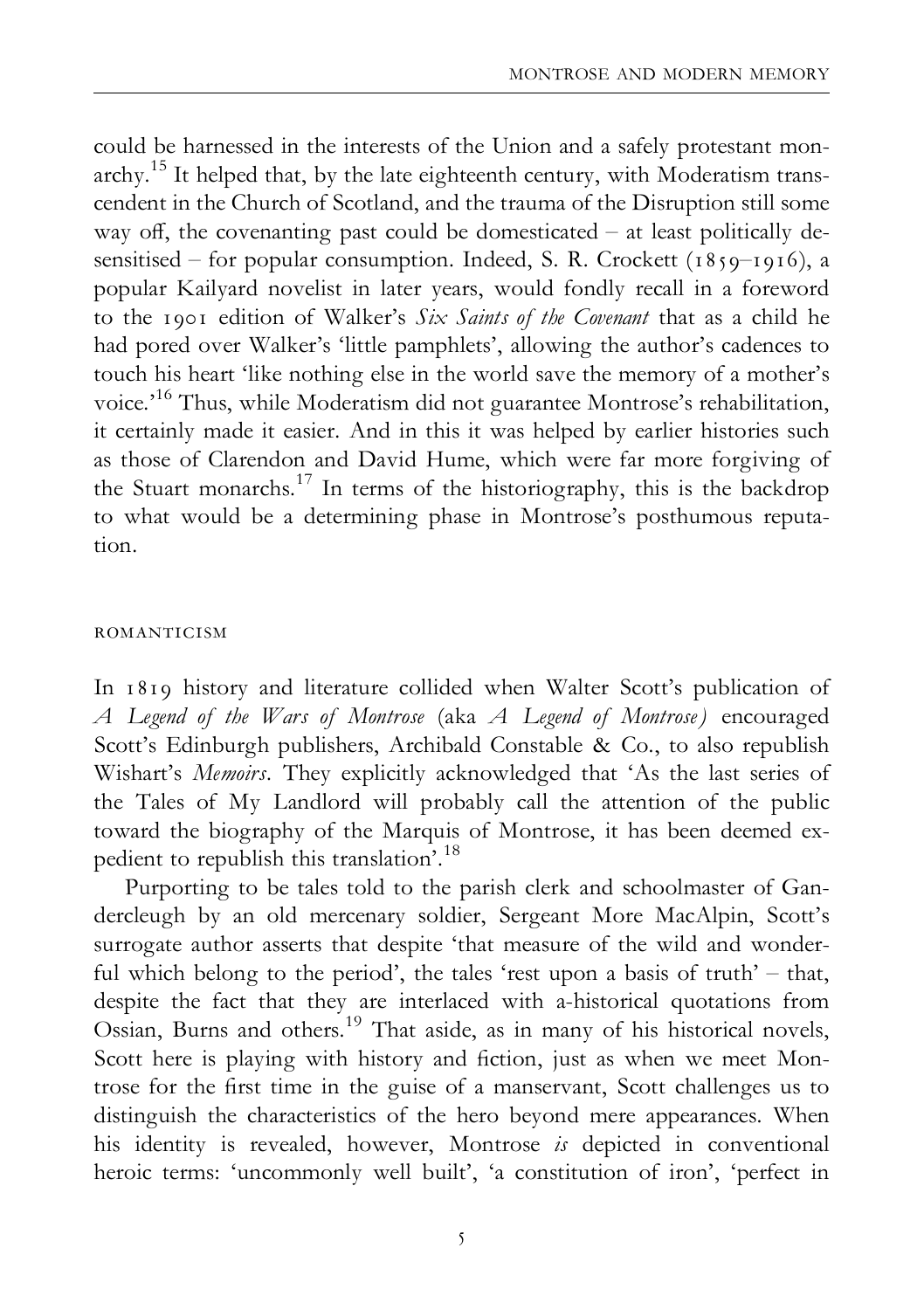could be harnessed in the interests of the Union and a safely protestant monarchy.[15] It helped that, by the late eighteenth century, with Moderatism transcendent in the Church of Scotland, and the trauma of the Disruption still some way off, the covenanting past could be domesticated – at least politically desensitised – for popular consumption. Indeed, S. R. Crockett (1859–1916), a popular Kailyard novelist in later years, would fondly recall in a foreword to the 1901 edition of Walker's *Six Saints of the Covenant* that as a child he had pored over Walker's 'little pamphlets', allowing the author's cadences to touch his heart 'like nothing else in the world save the memory of a mother's voice.'[16] Thus, while Moderatism did not guarantee Montrose's rehabilitation, it certainly made it easier. And in this it was helped by earlier histories such as those of Clarendon and David Hume, which were far more forgiving of the Stuart monarchs.[17] In terms of the historiography, this is the backdrop to what would be a determining phase in Montrose's posthumous reputation.

## ROMANTICISM

In 1819 history and literature collided when Walter Scott's publication of *A Legend of the Wars of Montrose* (aka *A Legend of Montrose)* encouraged Scott's Edinburgh publishers, Archibald Constable & Co., to also republish Wishart's *Memoirs*. They explicitly acknowledged that 'As the last series of the Tales of My Landlord will probably call the attention of the public toward the biography of the Marquis of Montrose, it has been deemed expedient to republish this translation'.[18]

Purporting to be tales told to the parish clerk and schoolmaster of Gandercleugh by an old mercenary soldier, Sergeant More MacAlpin, Scott's surrogate author asserts that despite 'that measure of the wild and wonderful which belong to the period', the tales 'rest upon a basis of truth' – that, despite the fact that they are interlaced with a-historical quotations from Ossian, Burns and others.[19] That aside, as in many of his historical novels, Scott here is playing with history and fiction, just as when we meet Montrose for the first time in the guise of a manservant, Scott challenges us to distinguish the characteristics of the hero beyond mere appearances. When his identity is revealed, however, Montrose *is* depicted in conventional heroic terms: 'uncommonly well built', 'a constitution of iron', 'perfect in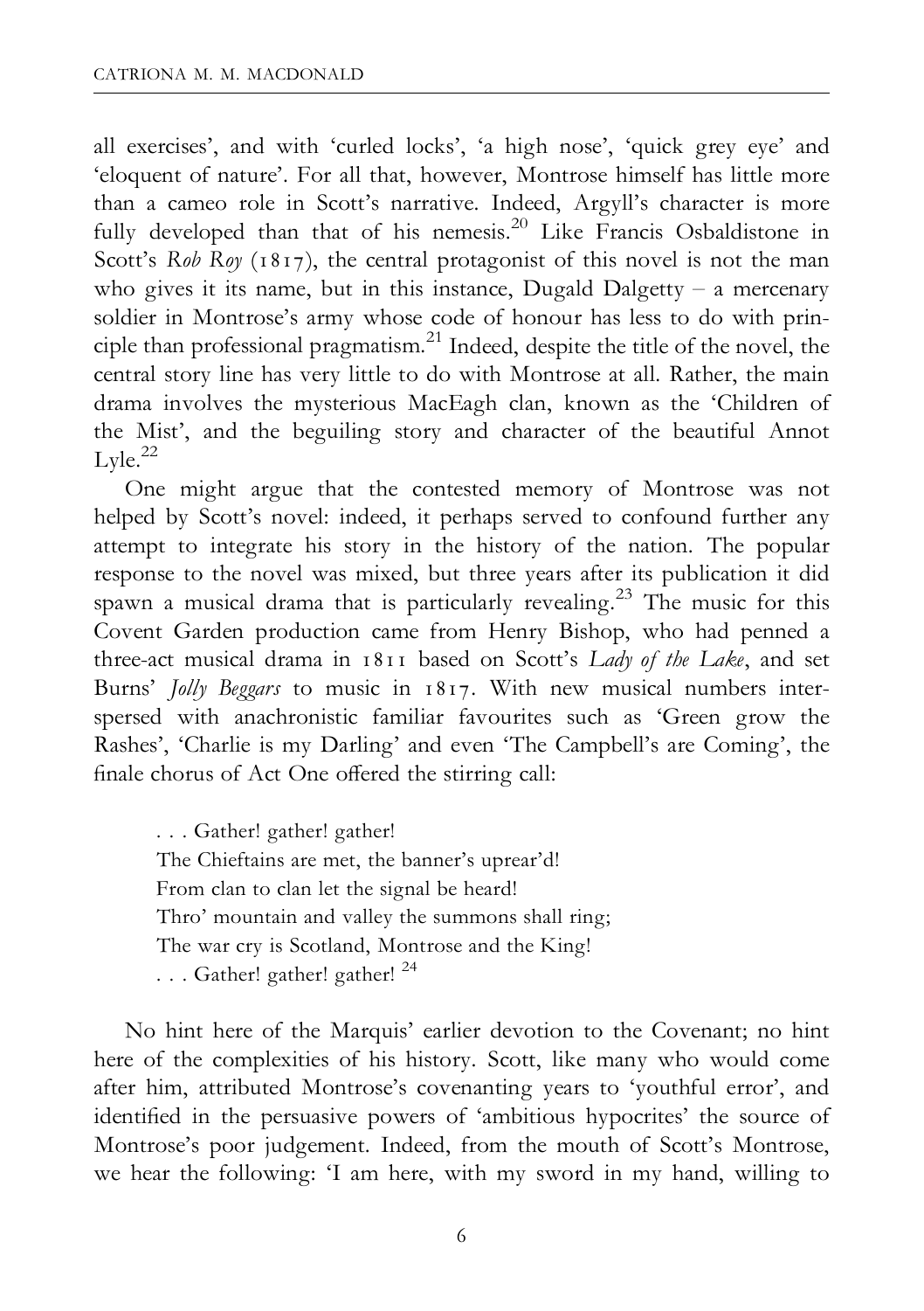all exercises', and with 'curled locks', 'a high nose', 'quick grey eye' and 'eloquent of nature'. For all that, however, Montrose himself has little more than a cameo role in Scott's narrative. Indeed, Argyll's character is more fully developed than that of his nemesis.[20] Like Francis Osbaldistone in Scott's *Rob Roy* (1817), the central protagonist of this novel is not the man who gives it its name, but in this instance, Dugald Dalgetty – a mercenary soldier in Montrose's army whose code of honour has less to do with principle than professional pragmatism.[21] Indeed, despite the title of the novel, the central story line has very little to do with Montrose at all. Rather, the main drama involves the mysterious MacEagh clan, known as the 'Children of the Mist', and the beguiling story and character of the beautiful Annot Lyle.[22]

One might argue that the contested memory of Montrose was not helped by Scott's novel: indeed, it perhaps served to confound further any attempt to integrate his story in the history of the nation. The popular response to the novel was mixed, but three years after its publication it did spawn a musical drama that is particularly revealing.[23] The music for this Covent Garden production came from Henry Bishop, who had penned a three-act musical drama in 1811 based on Scott's *Lady of the Lake*, and set Burns' *Jolly Beggars* to music in 1817. With new musical numbers interspersed with anachronistic familiar favourites such as 'Green grow the Rashes', 'Charlie is my Darling' and even 'The Campbell's are Coming', the finale chorus of Act One offered the stirring call:

> . . . Gather! gather! gather!
> The Chieftains are met, the banner's uprear'd!
> From clan to clan let the signal be heard!
> Thro' mountain and valley the summons shall ring;
> The war cry is Scotland, Montrose and the King!
> . . . Gather! gather! gather![24]

No hint here of the Marquis' earlier devotion to the Covenant; no hint here of the complexities of his history. Scott, like many who would come after him, attributed Montrose's covenanting years to 'youthful error', and identified in the persuasive powers of 'ambitious hypocrites' the source of Montrose's poor judgement. Indeed, from the mouth of Scott's Montrose, we hear the following: 'I am here, with my sword in my hand, willing to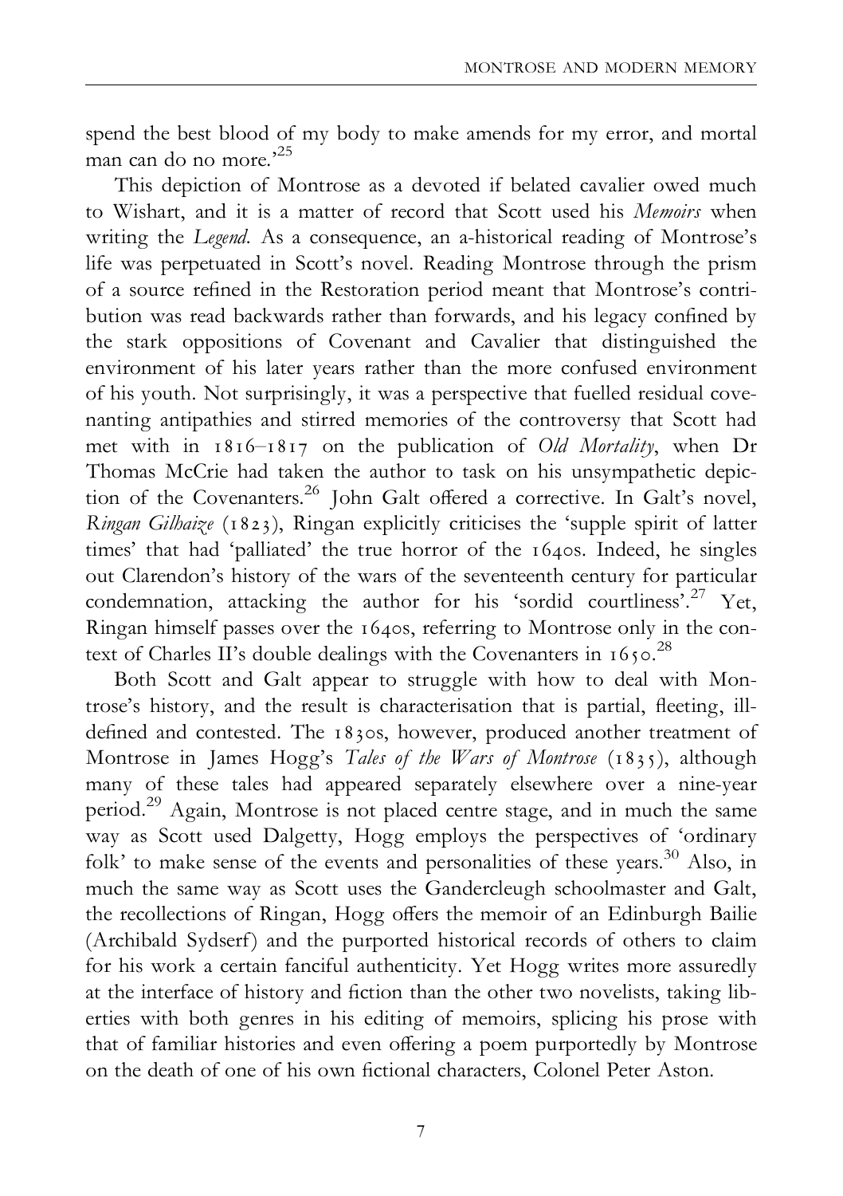spend the best blood of my body to make amends for my error, and mortal man can do no more.'[25]

This depiction of Montrose as a devoted if belated cavalier owed much to Wishart, and it is a matter of record that Scott used his *Memoirs* when writing the *Legend*. As a consequence, an a-historical reading of Montrose's life was perpetuated in Scott's novel. Reading Montrose through the prism of a source refined in the Restoration period meant that Montrose's contribution was read backwards rather than forwards, and his legacy confined by the stark oppositions of Covenant and Cavalier that distinguished the environment of his later years rather than the more confused environment of his youth. Not surprisingly, it was a perspective that fuelled residual covenanting antipathies and stirred memories of the controversy that Scott had met with in 1816–1817 on the publication of *Old Mortality*, when Dr Thomas McCrie had taken the author to task on his unsympathetic depiction of the Covenanters.[26] John Galt offered a corrective. In Galt's novel, *Ringan Gilhaize* (1823), Ringan explicitly criticises the 'supple spirit of latter times' that had 'palliated' the true horror of the 1640s. Indeed, he singles out Clarendon's history of the wars of the seventeenth century for particular condemnation, attacking the author for his 'sordid courtliness'.[27] Yet, Ringan himself passes over the 1640s, referring to Montrose only in the context of Charles II's double dealings with the Covenanters in 1650.[28]

Both Scott and Galt appear to struggle with how to deal with Montrose's history, and the result is characterisation that is partial, fleeting, ill-defined and contested. The 1830s, however, produced another treatment of Montrose in James Hogg's *Tales of the Wars of Montrose* (1835), although many of these tales had appeared separately elsewhere over a nine-year period.[29] Again, Montrose is not placed centre stage, and in much the same way as Scott used Dalgetty, Hogg employs the perspectives of 'ordinary folk' to make sense of the events and personalities of these years.[30] Also, in much the same way as Scott uses the Gandercleugh schoolmaster and Galt, the recollections of Ringan, Hogg offers the memoir of an Edinburgh Bailie (Archibald Sydserf) and the purported historical records of others to claim for his work a certain fanciful authenticity. Yet Hogg writes more assuredly at the interface of history and fiction than the other two novelists, taking liberties with both genres in his editing of memoirs, splicing his prose with that of familiar histories and even offering a poem purportedly by Montrose on the death of one of his own fictional characters, Colonel Peter Aston.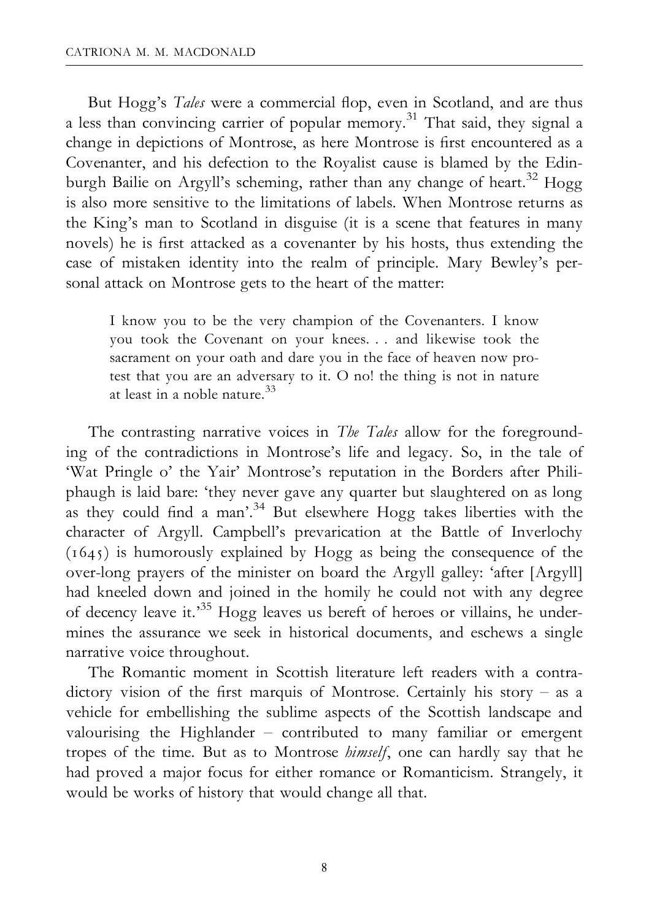But Hogg's *Tales* were a commercial flop, even in Scotland, and are thus a less than convincing carrier of popular memory.[31] That said, they signal a change in depictions of Montrose, as here Montrose is first encountered as a Covenanter, and his defection to the Royalist cause is blamed by the Edinburgh Bailie on Argyll's scheming, rather than any change of heart.[32] Hogg is also more sensitive to the limitations of labels. When Montrose returns as the King's man to Scotland in disguise (it is a scene that features in many novels) he is first attacked as a covenanter by his hosts, thus extending the case of mistaken identity into the realm of principle. Mary Bewley's personal attack on Montrose gets to the heart of the matter:

> I know you to be the very champion of the Covenanters. I know you took the Covenant on your knees. . . and likewise took the sacrament on your oath and dare you in the face of heaven now protest that you are an adversary to it. O no! the thing is not in nature at least in a noble nature.[33]

The contrasting narrative voices in *The Tales* allow for the foregrounding of the contradictions in Montrose's life and legacy. So, in the tale of 'Wat Pringle o' the Yair' Montrose's reputation in the Borders after Philiphaugh is laid bare: 'they never gave any quarter but slaughtered on as long as they could find a man'.[34] But elsewhere Hogg takes liberties with the character of Argyll. Campbell's prevarication at the Battle of Inverlochy (1645) is humorously explained by Hogg as being the consequence of the over-long prayers of the minister on board the Argyll galley: 'after [Argyll] had kneeled down and joined in the homily he could not with any degree of decency leave it.'[35] Hogg leaves us bereft of heroes or villains, he undermines the assurance we seek in historical documents, and eschews a single narrative voice throughout.

The Romantic moment in Scottish literature left readers with a contradictory vision of the first marquis of Montrose. Certainly his story – as a vehicle for embellishing the sublime aspects of the Scottish landscape and valourising the Highlander – contributed to many familiar or emergent tropes of the time. But as to Montrose *himself*, one can hardly say that he had proved a major focus for either romance or Romanticism. Strangely, it would be works of history that would change all that.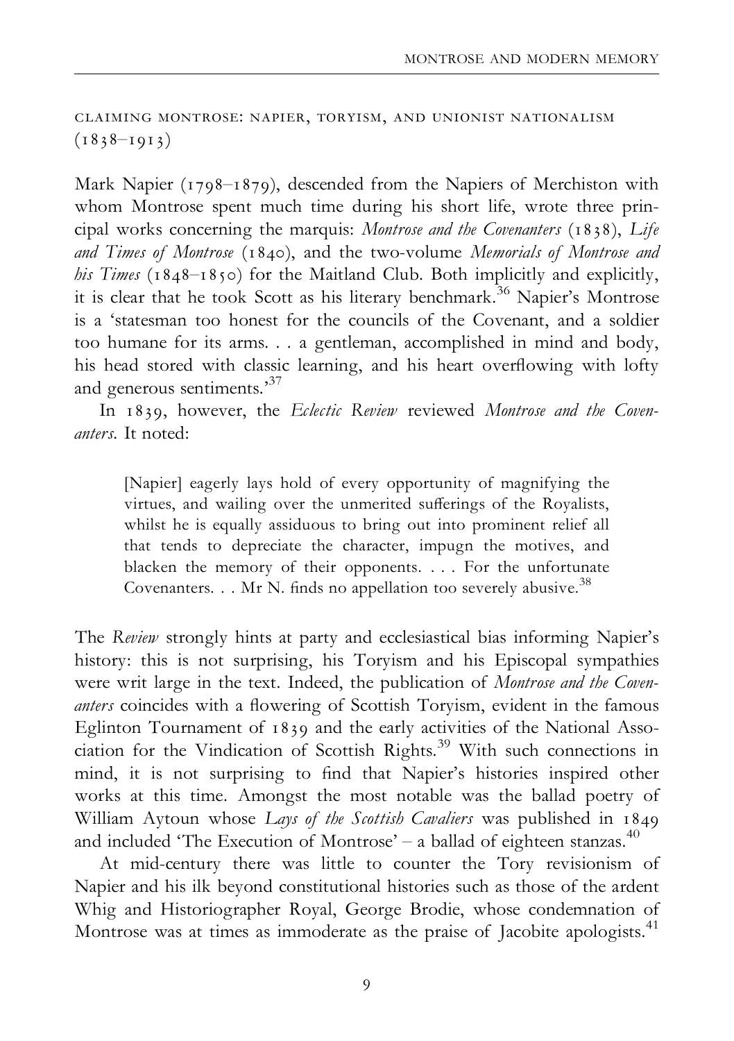## CLAIMING MONTROSE: NAPIER, TORYISM, AND UNIONIST NATIONALISM (1838–1913)

Mark Napier (1798–1879), descended from the Napiers of Merchiston with whom Montrose spent much time during his short life, wrote three principal works concerning the marquis: *Montrose and the Covenanters* (1838), *Life and Times of Montrose* (1840), and the two-volume *Memorials of Montrose and his Times* (1848–1850) for the Maitland Club. Both implicitly and explicitly, it is clear that he took Scott as his literary benchmark.[36] Napier's Montrose is a 'statesman too honest for the councils of the Covenant, and a soldier too humane for its arms. . . a gentleman, accomplished in mind and body, his head stored with classic learning, and his heart overflowing with lofty and generous sentiments.'[37]

In 1839, however, the *Eclectic Review* reviewed *Montrose and the Covenanters*. It noted:

> [Napier] eagerly lays hold of every opportunity of magnifying the virtues, and wailing over the unmerited sufferings of the Royalists, whilst he is equally assiduous to bring out into prominent relief all that tends to depreciate the character, impugn the motives, and blacken the memory of their opponents. . . . For the unfortunate Covenanters. . . Mr N. finds no appellation too severely abusive.[38]

The *Review* strongly hints at party and ecclesiastical bias informing Napier's history: this is not surprising, his Toryism and his Episcopal sympathies were writ large in the text. Indeed, the publication of *Montrose and the Covenanters* coincides with a flowering of Scottish Toryism, evident in the famous Eglinton Tournament of 1839 and the early activities of the National Association for the Vindication of Scottish Rights.[39] With such connections in mind, it is not surprising to find that Napier's histories inspired other works at this time. Amongst the most notable was the ballad poetry of William Aytoun whose *Lays of the Scottish Cavaliers* was published in 1849 and included 'The Execution of Montrose' – a ballad of eighteen stanzas.[40]

At mid-century there was little to counter the Tory revisionism of Napier and his ilk beyond constitutional histories such as those of the ardent Whig and Historiographer Royal, George Brodie, whose condemnation of Montrose was at times as immoderate as the praise of Jacobite apologists.[41]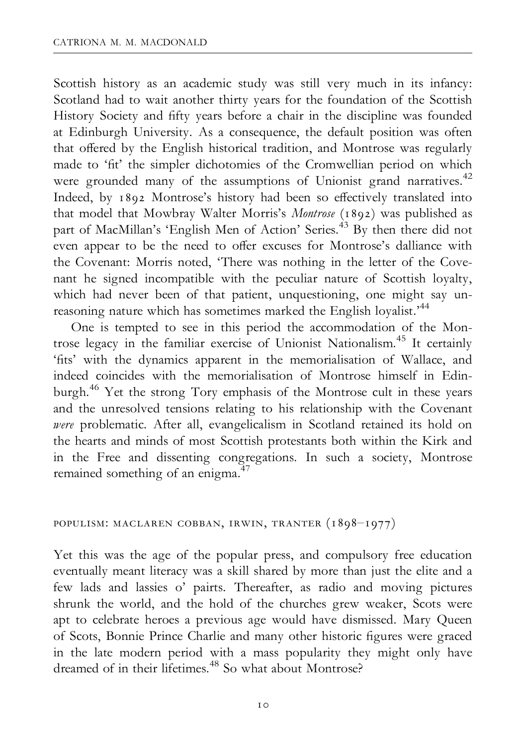Scottish history as an academic study was still very much in its infancy: Scotland had to wait another thirty years for the foundation of the Scottish History Society and fifty years before a chair in the discipline was founded at Edinburgh University. As a consequence, the default position was often that offered by the English historical tradition, and Montrose was regularly made to 'fit' the simpler dichotomies of the Cromwellian period on which were grounded many of the assumptions of Unionist grand narratives.[42] Indeed, by 1892 Montrose's history had been so effectively translated into that model that Mowbray Walter Morris's *Montrose* (1892) was published as part of MacMillan's 'English Men of Action' Series.[43] By then there did not even appear to be the need to offer excuses for Montrose's dalliance with the Covenant: Morris noted, 'There was nothing in the letter of the Covenant he signed incompatible with the peculiar nature of Scottish loyalty, which had never been of that patient, unquestioning, one might say unreasoning nature which has sometimes marked the English loyalist.'[44]

One is tempted to see in this period the accommodation of the Montrose legacy in the familiar exercise of Unionist Nationalism.[45] It certainly 'fits' with the dynamics apparent in the memorialisation of Wallace, and indeed coincides with the memorialisation of Montrose himself in Edinburgh.[46] Yet the strong Tory emphasis of the Montrose cult in these years and the unresolved tensions relating to his relationship with the Covenant *were* problematic. After all, evangelicalism in Scotland retained its hold on the hearts and minds of most Scottish protestants both within the Kirk and in the Free and dissenting congregations. In such a society, Montrose remained something of an enigma.[47]

## POPULISM: MACLAREN COBBAN, IRWIN, TRANTER (1898–1977)

Yet this was the age of the popular press, and compulsory free education eventually meant literacy was a skill shared by more than just the elite and a few lads and lassies o' pairts. Thereafter, as radio and moving pictures shrunk the world, and the hold of the churches grew weaker, Scots were apt to celebrate heroes a previous age would have dismissed. Mary Queen of Scots, Bonnie Prince Charlie and many other historic figures were graced in the late modern period with a mass popularity they might only have dreamed of in their lifetimes.[48] So what about Montrose?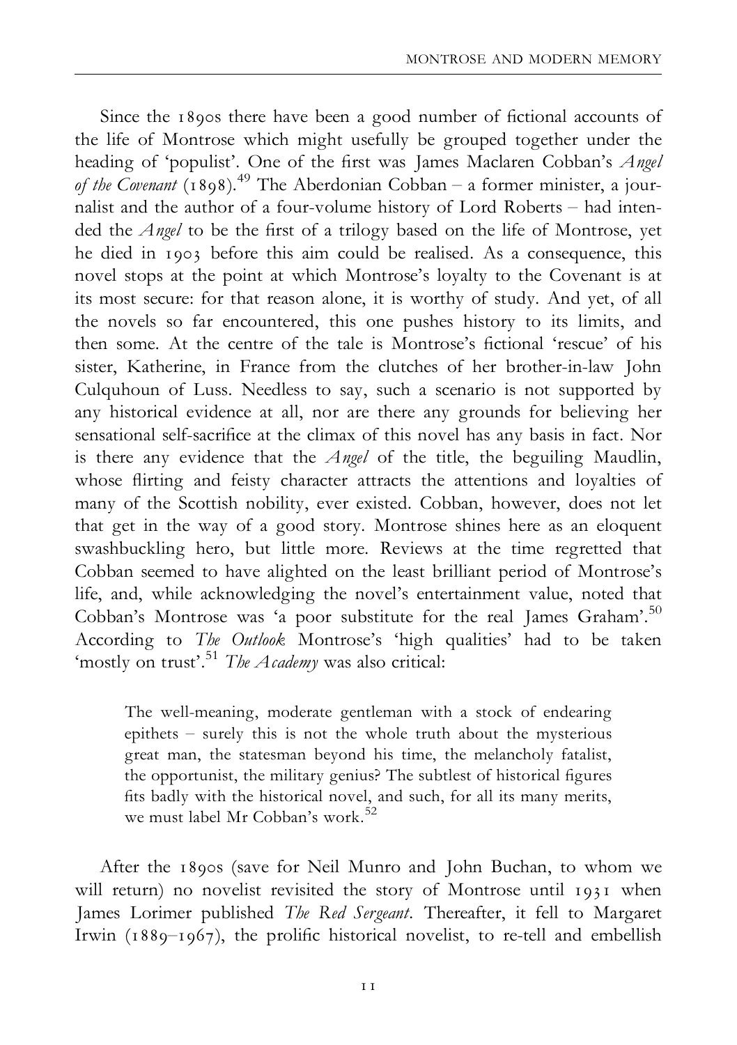Since the 1890s there have been a good number of fictional accounts of the life of Montrose which might usefully be grouped together under the heading of 'populist'. One of the first was James Maclaren Cobban's *Angel of the Covenant* (1898).[49] The Aberdonian Cobban – a former minister, a journalist and the author of a four-volume history of Lord Roberts – had intended the *Angel* to be the first of a trilogy based on the life of Montrose, yet he died in 1903 before this aim could be realised. As a consequence, this novel stops at the point at which Montrose's loyalty to the Covenant is at its most secure: for that reason alone, it is worthy of study. And yet, of all the novels so far encountered, this one pushes history to its limits, and then some. At the centre of the tale is Montrose's fictional 'rescue' of his sister, Katherine, in France from the clutches of her brother-in-law John Culquhoun of Luss. Needless to say, such a scenario is not supported by any historical evidence at all, nor are there any grounds for believing her sensational self-sacrifice at the climax of this novel has any basis in fact. Nor is there any evidence that the *Angel* of the title, the beguiling Maudlin, whose flirting and feisty character attracts the attentions and loyalties of many of the Scottish nobility, ever existed. Cobban, however, does not let that get in the way of a good story. Montrose shines here as an eloquent swashbuckling hero, but little more. Reviews at the time regretted that Cobban seemed to have alighted on the least brilliant period of Montrose's life, and, while acknowledging the novel's entertainment value, noted that Cobban's Montrose was 'a poor substitute for the real James Graham'.[50] According to *The Outlook* Montrose's 'high qualities' had to be taken 'mostly on trust'.[51] *The Academy* was also critical:

> The well-meaning, moderate gentleman with a stock of endearing epithets – surely this is not the whole truth about the mysterious great man, the statesman beyond his time, the melancholy fatalist, the opportunist, the military genius? The subtlest of historical figures fits badly with the historical novel, and such, for all its many merits, we must label Mr Cobban's work.[52]

After the 1890s (save for Neil Munro and John Buchan, to whom we will return) no novelist revisited the story of Montrose until 1931 when James Lorimer published *The Red Sergeant*. Thereafter, it fell to Margaret Irwin (1889–1967), the prolific historical novelist, to re-tell and embellish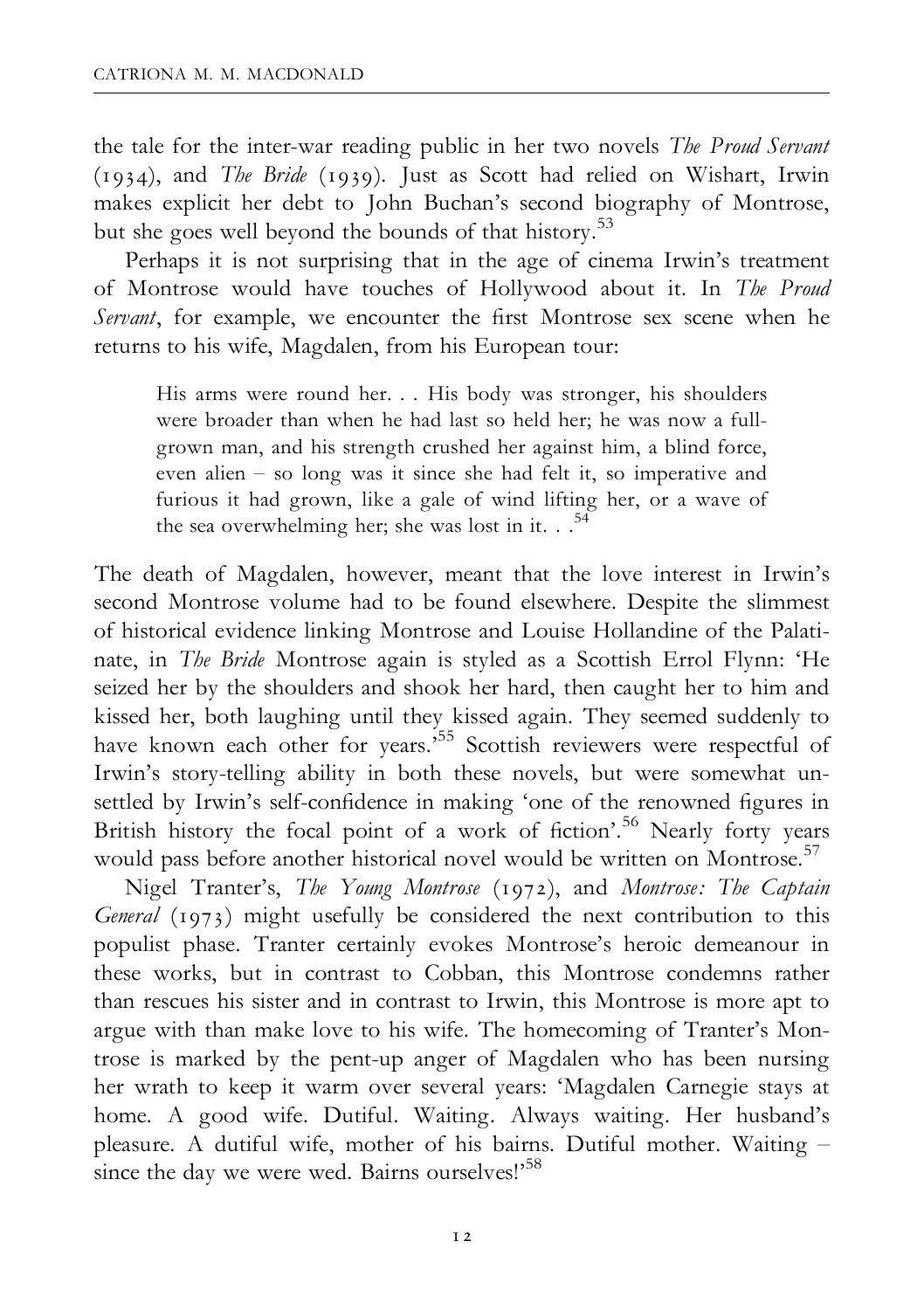the tale for the inter-war reading public in her two novels *The Proud Servant* (1934), and *The Bride* (1939). Just as Scott had relied on Wishart, Irwin makes explicit her debt to John Buchan's second biography of Montrose, but she goes well beyond the bounds of that history.[53]

Perhaps it is not surprising that in the age of cinema Irwin's treatment of Montrose would have touches of Hollywood about it. In *The Proud Servant*, for example, we encounter the first Montrose sex scene when he returns to his wife, Magdalen, from his European tour:

> His arms were round her. . . His body was stronger, his shoulders were broader than when he had last so held her; he was now a full-grown man, and his strength crushed her against him, a blind force, even alien – so long was it since she had felt it, so imperative and furious it had grown, like a gale of wind lifting her, or a wave of the sea overwhelming her; she was lost in it. . .[54]

The death of Magdalen, however, meant that the love interest in Irwin's second Montrose volume had to be found elsewhere. Despite the slimmest of historical evidence linking Montrose and Louise Hollandine of the Palatinate, in *The Bride* Montrose again is styled as a Scottish Errol Flynn: 'He seized her by the shoulders and shook her hard, then caught her to him and kissed her, both laughing until they kissed again. They seemed suddenly to have known each other for years.'[55] Scottish reviewers were respectful of Irwin's story-telling ability in both these novels, but were somewhat unsettled by Irwin's self-confidence in making 'one of the renowned figures in British history the focal point of a work of fiction'.[56] Nearly forty years would pass before another historical novel would be written on Montrose.[57]

Nigel Tranter's, *The Young Montrose* (1972), and *Montrose: The Captain General* (1973) might usefully be considered the next contribution to this populist phase. Tranter certainly evokes Montrose's heroic demeanour in these works, but in contrast to Cobban, this Montrose condemns rather than rescues his sister and in contrast to Irwin, this Montrose is more apt to argue with than make love to his wife. The homecoming of Tranter's Montrose is marked by the pent-up anger of Magdalen who has been nursing her wrath to keep it warm over several years: 'Magdalen Carnegie stays at home. A good wife. Dutiful. Waiting. Always waiting. Her husband's pleasure. A dutiful wife, mother of his bairns. Dutiful mother. Waiting – since the day we were wed. Bairns ourselves!'[58]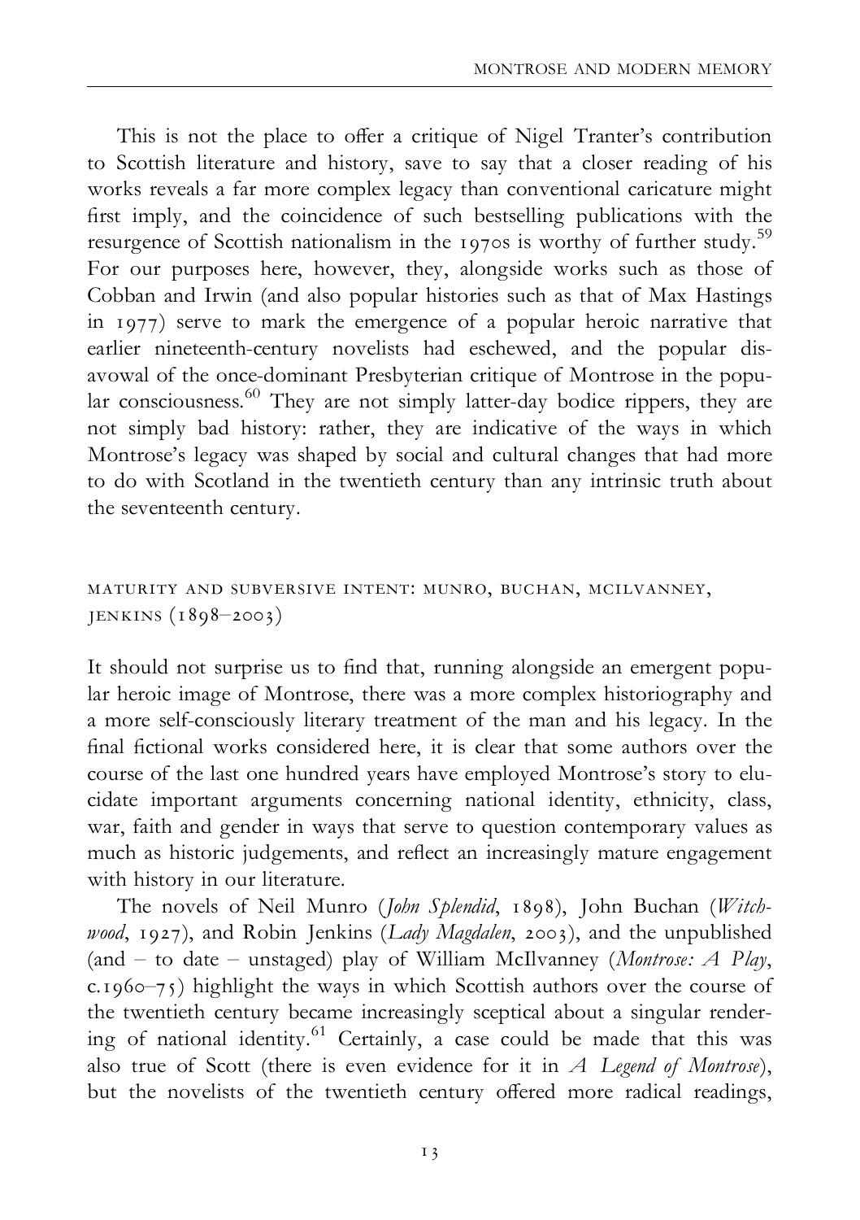This is not the place to offer a critique of Nigel Tranter's contribution to Scottish literature and history, save to say that a closer reading of his works reveals a far more complex legacy than conventional caricature might first imply, and the coincidence of such bestselling publications with the resurgence of Scottish nationalism in the 1970s is worthy of further study.[59] For our purposes here, however, they, alongside works such as those of Cobban and Irwin (and also popular histories such as that of Max Hastings in 1977) serve to mark the emergence of a popular heroic narrative that earlier nineteenth-century novelists had eschewed, and the popular disavowal of the once-dominant Presbyterian critique of Montrose in the popular consciousness.[60] They are not simply latter-day bodice rippers, they are not simply bad history: rather, they are indicative of the ways in which Montrose's legacy was shaped by social and cultural changes that had more to do with Scotland in the twentieth century than any intrinsic truth about the seventeenth century.

## MATURITY AND SUBVERSIVE INTENT: MUNRO, BUCHAN, MCILVANNEY, JENKINS (1898–2003)

It should not surprise us to find that, running alongside an emergent popular heroic image of Montrose, there was a more complex historiography and a more self-consciously literary treatment of the man and his legacy. In the final fictional works considered here, it is clear that some authors over the course of the last one hundred years have employed Montrose's story to elucidate important arguments concerning national identity, ethnicity, class, war, faith and gender in ways that serve to question contemporary values as much as historic judgements, and reflect an increasingly mature engagement with history in our literature.

The novels of Neil Munro (*John Splendid*, 1898), John Buchan (*Witchwood*, 1927), and Robin Jenkins (*Lady Magdalen*, 2003), and the unpublished (and – to date – unstaged) play of William McIlvanney (*Montrose: A Play*, c.1960–75) highlight the ways in which Scottish authors over the course of the twentieth century became increasingly sceptical about a singular rendering of national identity.[61] Certainly, a case could be made that this was also true of Scott (there is even evidence for it in *A Legend of Montrose*), but the novelists of the twentieth century offered more radical readings,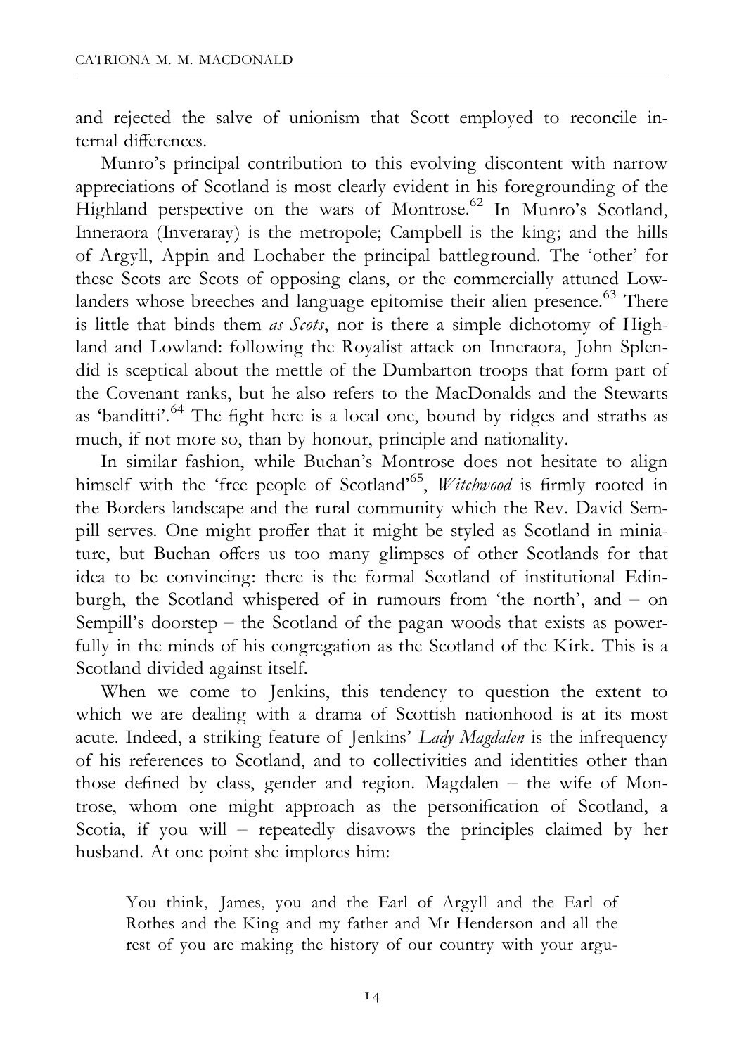and rejected the salve of unionism that Scott employed to reconcile internal differences.

Munro's principal contribution to this evolving discontent with narrow appreciations of Scotland is most clearly evident in his foregrounding of the Highland perspective on the wars of Montrose.[62] In Munro's Scotland, Inneraora (Inveraray) is the metropole; Campbell is the king; and the hills of Argyll, Appin and Lochaber the principal battleground. The 'other' for these Scots are Scots of opposing clans, or the commercially attuned Lowlanders whose breeches and language epitomise their alien presence.[63] There is little that binds them *as Scots*, nor is there a simple dichotomy of Highland and Lowland: following the Royalist attack on Inneraora, John Splendid is sceptical about the mettle of the Dumbarton troops that form part of the Covenant ranks, but he also refers to the MacDonalds and the Stewarts as 'banditti'.[64] The fight here is a local one, bound by ridges and straths as much, if not more so, than by honour, principle and nationality.

In similar fashion, while Buchan's Montrose does not hesitate to align himself with the 'free people of Scotland'[65], *Witchwood* is firmly rooted in the Borders landscape and the rural community which the Rev. David Sempill serves. One might proffer that it might be styled as Scotland in miniature, but Buchan offers us too many glimpses of other Scotlands for that idea to be convincing: there is the formal Scotland of institutional Edinburgh, the Scotland whispered of in rumours from 'the north', and – on Sempill's doorstep – the Scotland of the pagan woods that exists as powerfully in the minds of his congregation as the Scotland of the Kirk. This is a Scotland divided against itself.

When we come to Jenkins, this tendency to question the extent to which we are dealing with a drama of Scottish nationhood is at its most acute. Indeed, a striking feature of Jenkins' *Lady Magdalen* is the infrequency of his references to Scotland, and to collectivities and identities other than those defined by class, gender and region. Magdalen – the wife of Montrose, whom one might approach as the personification of Scotland, a Scotia, if you will – repeatedly disavows the principles claimed by her husband. At one point she implores him:

> You think, James, you and the Earl of Argyll and the Earl of Rothes and the King and my father and Mr Henderson and all the rest of you are making the history of our country with your argu-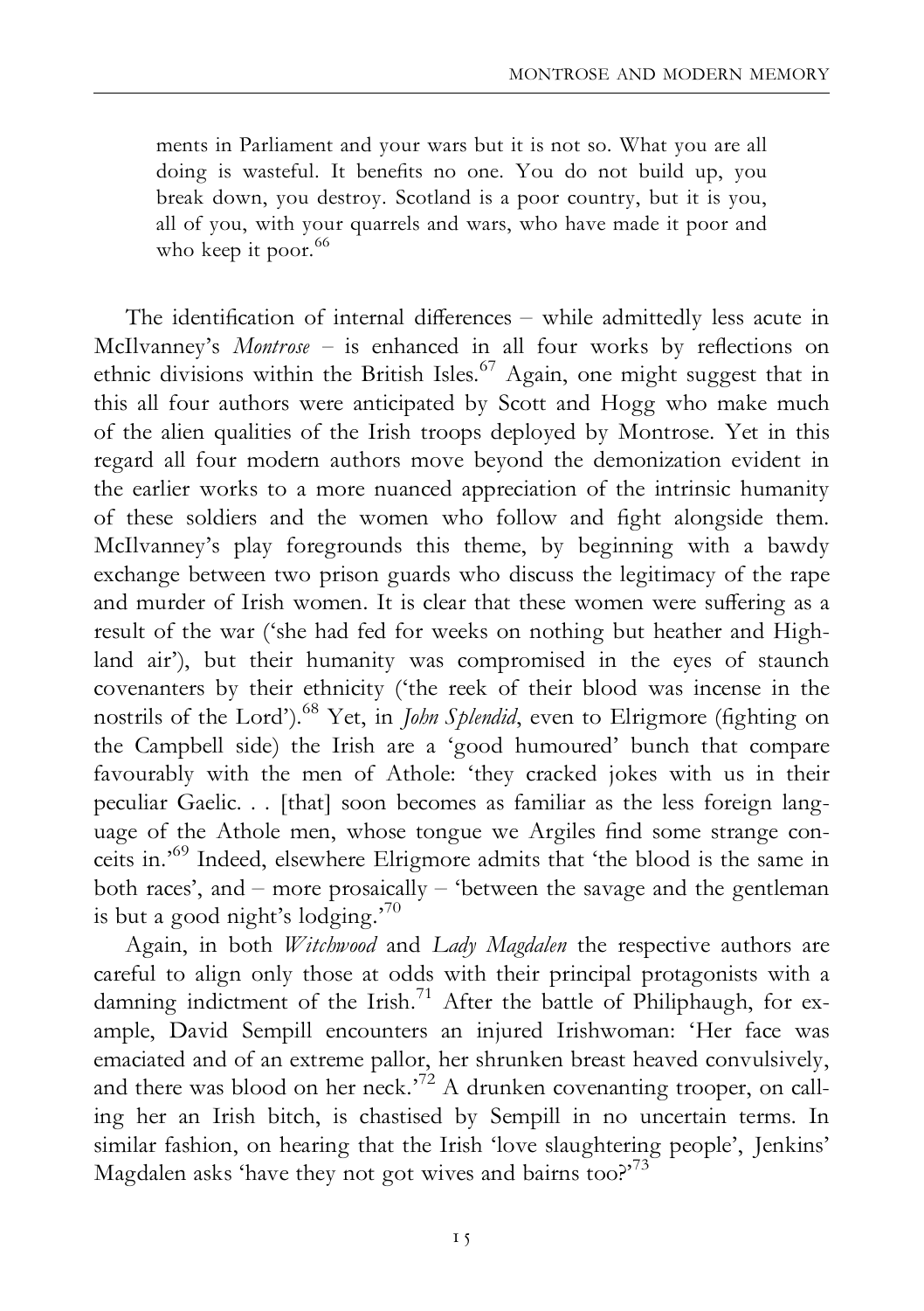ments in Parliament and your wars but it is not so. What you are all doing is wasteful. It benefits no one. You do not build up, you break down, you destroy. Scotland is a poor country, but it is you, all of you, with your quarrels and wars, who have made it poor and who keep it poor.[66]

The identification of internal differences – while admittedly less acute in McIlvanney's *Montrose* – is enhanced in all four works by reflections on ethnic divisions within the British Isles.[67] Again, one might suggest that in this all four authors were anticipated by Scott and Hogg who make much of the alien qualities of the Irish troops deployed by Montrose. Yet in this regard all four modern authors move beyond the demonization evident in the earlier works to a more nuanced appreciation of the intrinsic humanity of these soldiers and the women who follow and fight alongside them. McIlvanney's play foregrounds this theme, by beginning with a bawdy exchange between two prison guards who discuss the legitimacy of the rape and murder of Irish women. It is clear that these women were suffering as a result of the war ('she had fed for weeks on nothing but heather and Highland air'), but their humanity was compromised in the eyes of staunch covenanters by their ethnicity ('the reek of their blood was incense in the nostrils of the Lord').[68] Yet, in *John Splendid*, even to Elrigmore (fighting on the Campbell side) the Irish are a 'good humoured' bunch that compare favourably with the men of Athole: 'they cracked jokes with us in their peculiar Gaelic. . . [that] soon becomes as familiar as the less foreign language of the Athole men, whose tongue we Argiles find some strange conceits in.'[69] Indeed, elsewhere Elrigmore admits that 'the blood is the same in both races', and – more prosaically – 'between the savage and the gentleman is but a good night's lodging.'[70]

Again, in both *Witchwood* and *Lady Magdalen* the respective authors are careful to align only those at odds with their principal protagonists with a damning indictment of the Irish.[71] After the battle of Philiphaugh, for example, David Sempill encounters an injured Irishwoman: 'Her face was emaciated and of an extreme pallor, her shrunken breast heaved convulsively, and there was blood on her neck.'[72] A drunken covenanting trooper, on calling her an Irish bitch, is chastised by Sempill in no uncertain terms. In similar fashion, on hearing that the Irish 'love slaughtering people', Jenkins' Magdalen asks 'have they not got wives and bairns too?'[73]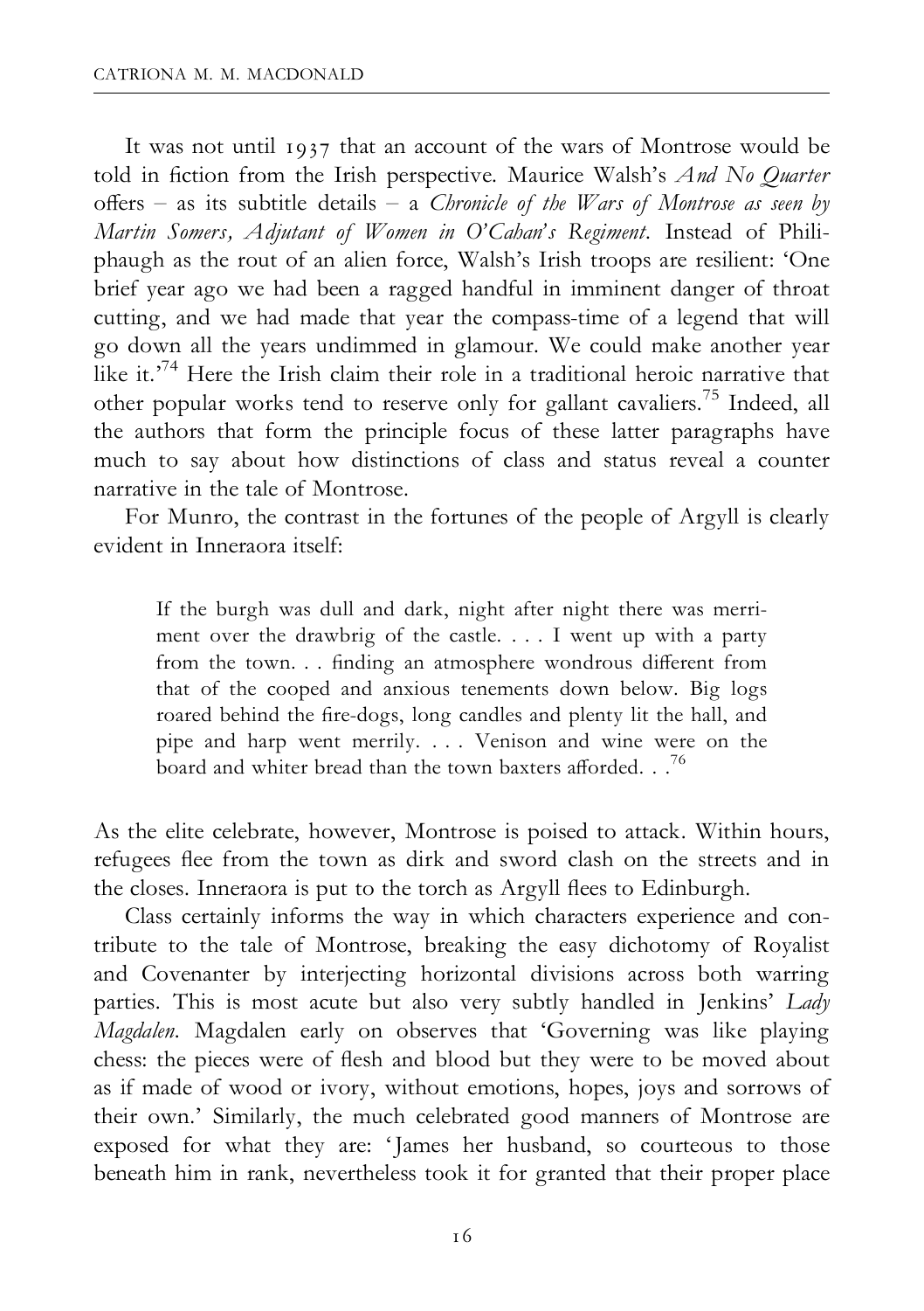It was not until 1937 that an account of the wars of Montrose would be told in fiction from the Irish perspective. Maurice Walsh's *And No Quarter* offers – as its subtitle details – a *Chronicle of the Wars of Montrose as seen by Martin Somers, Adjutant of Women in O'Cahan's Regiment*. Instead of Philiphaugh as the rout of an alien force, Walsh's Irish troops are resilient: 'One brief year ago we had been a ragged handful in imminent danger of throat cutting, and we had made that year the compass-time of a legend that will go down all the years undimmed in glamour. We could make another year like it.'[74] Here the Irish claim their role in a traditional heroic narrative that other popular works tend to reserve only for gallant cavaliers.[75] Indeed, all the authors that form the principle focus of these latter paragraphs have much to say about how distinctions of class and status reveal a counter narrative in the tale of Montrose.

For Munro, the contrast in the fortunes of the people of Argyll is clearly evident in Inneraora itself:

> If the burgh was dull and dark, night after night there was merriment over the drawbrig of the castle. . . . I went up with a party from the town. . . finding an atmosphere wondrous different from that of the cooped and anxious tenements down below. Big logs roared behind the fire-dogs, long candles and plenty lit the hall, and pipe and harp went merrily. . . . Venison and wine were on the board and whiter bread than the town baxters afforded. . .[76]

As the elite celebrate, however, Montrose is poised to attack. Within hours, refugees flee from the town as dirk and sword clash on the streets and in the closes. Inneraora is put to the torch as Argyll flees to Edinburgh.

Class certainly informs the way in which characters experience and contribute to the tale of Montrose, breaking the easy dichotomy of Royalist and Covenanter by interjecting horizontal divisions across both warring parties. This is most acute but also very subtly handled in Jenkins' *Lady Magdalen*. Magdalen early on observes that 'Governing was like playing chess: the pieces were of flesh and blood but they were to be moved about as if made of wood or ivory, without emotions, hopes, joys and sorrows of their own.' Similarly, the much celebrated good manners of Montrose are exposed for what they are: 'James her husband, so courteous to those beneath him in rank, nevertheless took it for granted that their proper place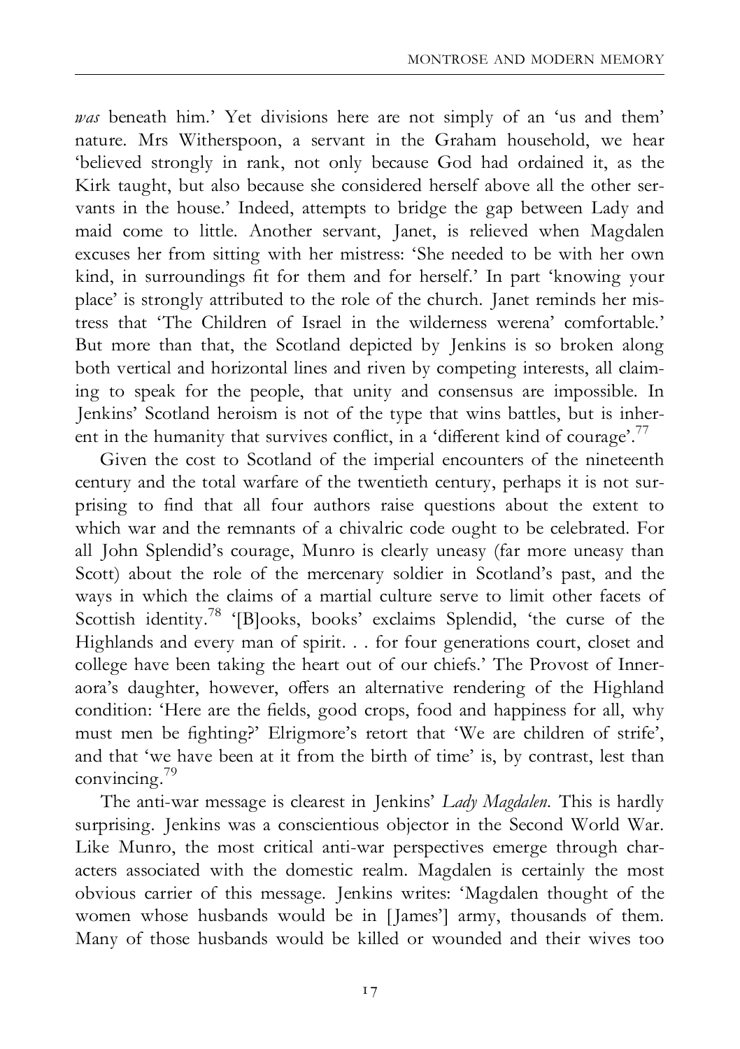*was* beneath him.' Yet divisions here are not simply of an 'us and them' nature. Mrs Witherspoon, a servant in the Graham household, we hear 'believed strongly in rank, not only because God had ordained it, as the Kirk taught, but also because she considered herself above all the other servants in the house.' Indeed, attempts to bridge the gap between Lady and maid come to little. Another servant, Janet, is relieved when Magdalen excuses her from sitting with her mistress: 'She needed to be with her own kind, in surroundings fit for them and for herself.' In part 'knowing your place' is strongly attributed to the role of the church. Janet reminds her mistress that 'The Children of Israel in the wilderness werena' comfortable.' But more than that, the Scotland depicted by Jenkins is so broken along both vertical and horizontal lines and riven by competing interests, all claiming to speak for the people, that unity and consensus are impossible. In Jenkins' Scotland heroism is not of the type that wins battles, but is inherent in the humanity that survives conflict, in a 'different kind of courage'.[77]

Given the cost to Scotland of the imperial encounters of the nineteenth century and the total warfare of the twentieth century, perhaps it is not surprising to find that all four authors raise questions about the extent to which war and the remnants of a chivalric code ought to be celebrated. For all John Splendid's courage, Munro is clearly uneasy (far more uneasy than Scott) about the role of the mercenary soldier in Scotland's past, and the ways in which the claims of a martial culture serve to limit other facets of Scottish identity.[78] '[B]ooks, books' exclaims Splendid, 'the curse of the Highlands and every man of spirit. . . for four generations court, closet and college have been taking the heart out of our chiefs.' The Provost of Inneraora's daughter, however, offers an alternative rendering of the Highland condition: 'Here are the fields, good crops, food and happiness for all, why must men be fighting?' Elrigmore's retort that 'We are children of strife', and that 'we have been at it from the birth of time' is, by contrast, lest than convincing.[79]

The anti-war message is clearest in Jenkins' *Lady Magdalen*. This is hardly surprising. Jenkins was a conscientious objector in the Second World War. Like Munro, the most critical anti-war perspectives emerge through characters associated with the domestic realm. Magdalen is certainly the most obvious carrier of this message. Jenkins writes: 'Magdalen thought of the women whose husbands would be in [James'] army, thousands of them. Many of those husbands would be killed or wounded and their wives too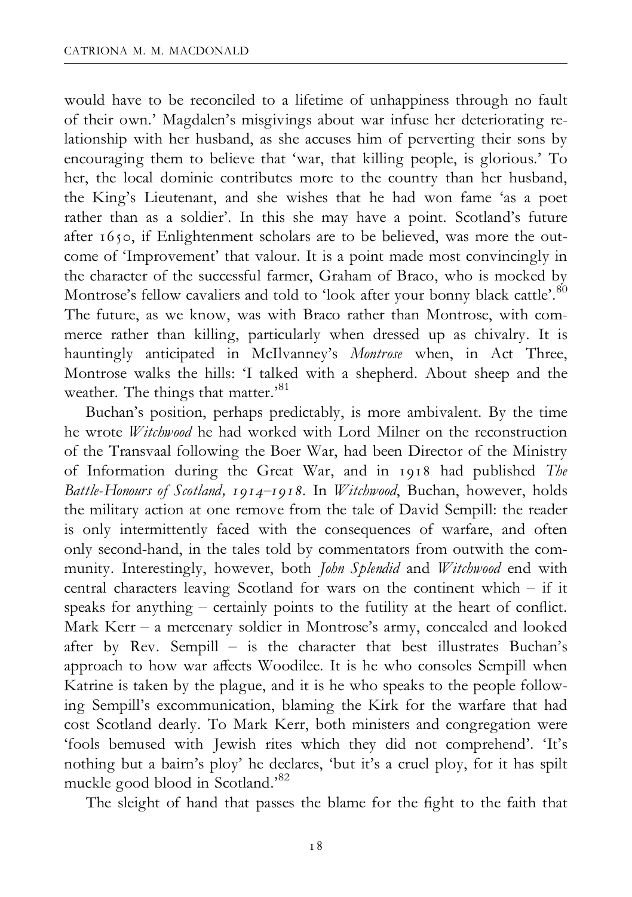would have to be reconciled to a lifetime of unhappiness through no fault of their own.' Magdalen's misgivings about war infuse her deteriorating relationship with her husband, as she accuses him of perverting their sons by encouraging them to believe that 'war, that killing people, is glorious.' To her, the local dominie contributes more to the country than her husband, the King's Lieutenant, and she wishes that he had won fame 'as a poet rather than as a soldier'. In this she may have a point. Scotland's future after 1650, if Enlightenment scholars are to be believed, was more the outcome of 'Improvement' that valour. It is a point made most convincingly in the character of the successful farmer, Graham of Braco, who is mocked by Montrose's fellow cavaliers and told to 'look after your bonny black cattle'.[80] The future, as we know, was with Braco rather than Montrose, with commerce rather than killing, particularly when dressed up as chivalry. It is hauntingly anticipated in McIlvanney's *Montrose* when, in Act Three, Montrose walks the hills: 'I talked with a shepherd. About sheep and the weather. The things that matter.'[81]

Buchan's position, perhaps predictably, is more ambivalent. By the time he wrote *Witchwood* he had worked with Lord Milner on the reconstruction of the Transvaal following the Boer War, had been Director of the Ministry of Information during the Great War, and in 1918 had published *The Battle-Honours of Scotland, 1914–1918*. In *Witchwood*, Buchan, however, holds the military action at one remove from the tale of David Sempill: the reader is only intermittently faced with the consequences of warfare, and often only second-hand, in the tales told by commentators from outwith the community. Interestingly, however, both *John Splendid* and *Witchwood* end with central characters leaving Scotland for wars on the continent which – if it speaks for anything – certainly points to the futility at the heart of conflict. Mark Kerr – a mercenary soldier in Montrose's army, concealed and looked after by Rev. Sempill – is the character that best illustrates Buchan's approach to how war affects Woodilee. It is he who consoles Sempill when Katrine is taken by the plague, and it is he who speaks to the people following Sempill's excommunication, blaming the Kirk for the warfare that had cost Scotland dearly. To Mark Kerr, both ministers and congregation were 'fools bemused with Jewish rites which they did not comprehend'. 'It's nothing but a bairn's ploy' he declares, 'but it's a cruel ploy, for it has spilt muckle good blood in Scotland.'[82]

The sleight of hand that passes the blame for the fight to the faith that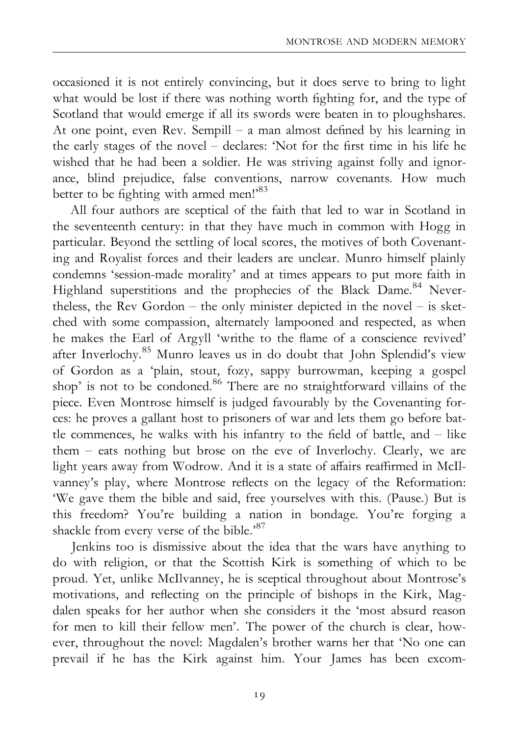occasioned it is not entirely convincing, but it does serve to bring to light what would be lost if there was nothing worth fighting for, and the type of Scotland that would emerge if all its swords were beaten in to ploughshares. At one point, even Rev. Sempill – a man almost defined by his learning in the early stages of the novel – declares: 'Not for the first time in his life he wished that he had been a soldier. He was striving against folly and ignorance, blind prejudice, false conventions, narrow covenants. How much better to be fighting with armed men!'[83]

All four authors are sceptical of the faith that led to war in Scotland in the seventeenth century: in that they have much in common with Hogg in particular. Beyond the settling of local scores, the motives of both Covenanting and Royalist forces and their leaders are unclear. Munro himself plainly condemns 'session-made morality' and at times appears to put more faith in Highland superstitions and the prophecies of the Black Dame.[84] Nevertheless, the Rev Gordon – the only minister depicted in the novel – is sketched with some compassion, alternately lampooned and respected, as when he makes the Earl of Argyll 'writhe to the flame of a conscience revived' after Inverlochy.[85] Munro leaves us in do doubt that John Splendid's view of Gordon as a 'plain, stout, fozy, sappy burrowman, keeping a gospel shop' is not to be condoned.[86] There are no straightforward villains of the piece. Even Montrose himself is judged favourably by the Covenanting forces: he proves a gallant host to prisoners of war and lets them go before battle commences, he walks with his infantry to the field of battle, and – like them – eats nothing but brose on the eve of Inverlochy. Clearly, we are light years away from Wodrow. And it is a state of affairs reaffirmed in McIlvanney's play, where Montrose reflects on the legacy of the Reformation: 'We gave them the bible and said, free yourselves with this. (Pause.) But is this freedom? You're building a nation in bondage. You're forging a shackle from every verse of the bible.'[87]

Jenkins too is dismissive about the idea that the wars have anything to do with religion, or that the Scottish Kirk is something of which to be proud. Yet, unlike McIlvanney, he is sceptical throughout about Montrose's motivations, and reflecting on the principle of bishops in the Kirk, Magdalen speaks for her author when she considers it the 'most absurd reason for men to kill their fellow men'. The power of the church is clear, however, throughout the novel: Magdalen's brother warns her that 'No one can prevail if he has the Kirk against him. Your James has been excom-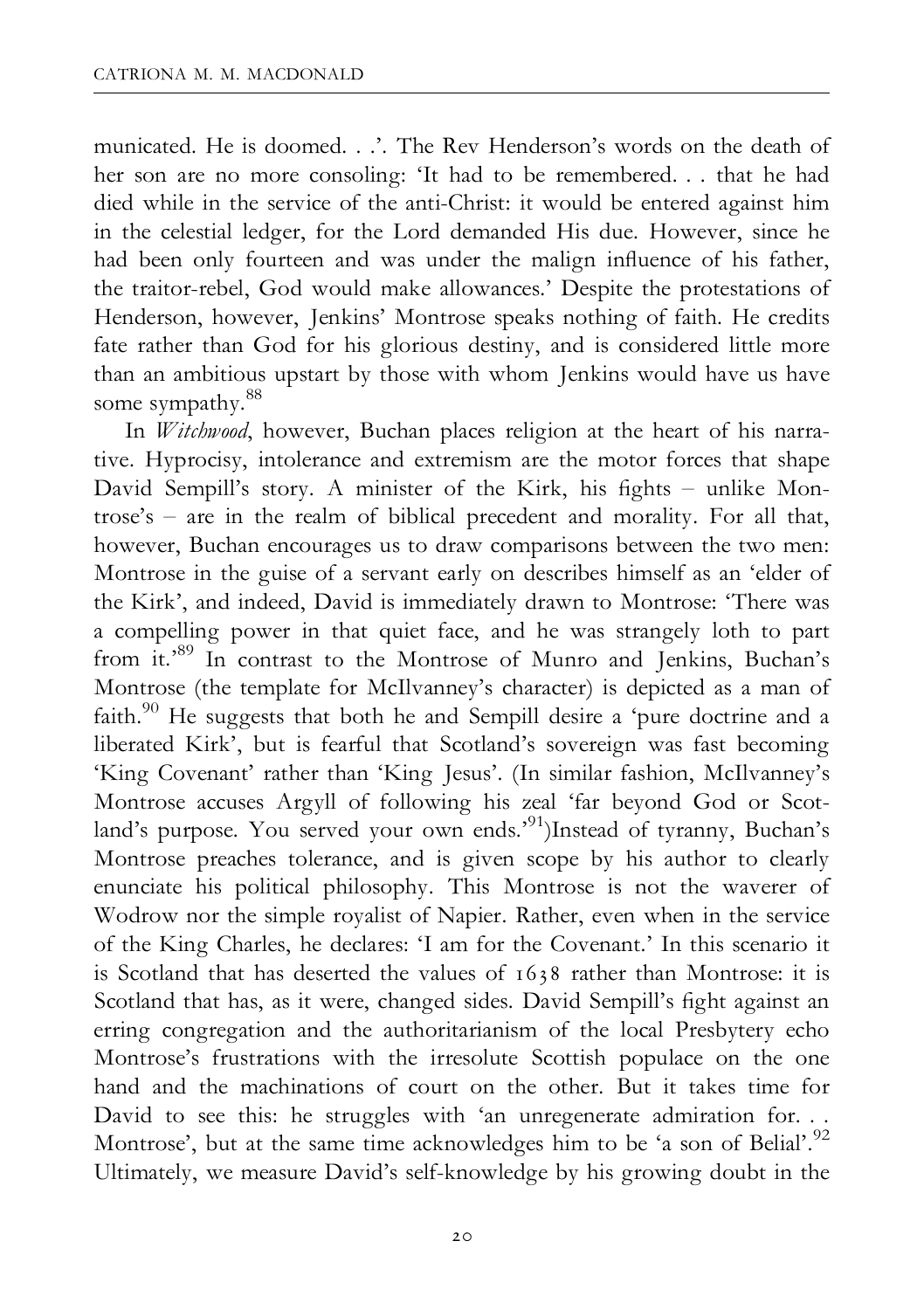municated. He is doomed. . .'. The Rev Henderson's words on the death of her son are no more consoling: 'It had to be remembered. . . that he had died while in the service of the anti-Christ: it would be entered against him in the celestial ledger, for the Lord demanded His due. However, since he had been only fourteen and was under the malign influence of his father, the traitor-rebel, God would make allowances.' Despite the protestations of Henderson, however, Jenkins' Montrose speaks nothing of faith. He credits fate rather than God for his glorious destiny, and is considered little more than an ambitious upstart by those with whom Jenkins would have us have some sympathy.[88]

In *Witchwood*, however, Buchan places religion at the heart of his narrative. Hyprocisy, intolerance and extremism are the motor forces that shape David Sempill's story. A minister of the Kirk, his fights – unlike Montrose's – are in the realm of biblical precedent and morality. For all that, however, Buchan encourages us to draw comparisons between the two men: Montrose in the guise of a servant early on describes himself as an 'elder of the Kirk', and indeed, David is immediately drawn to Montrose: 'There was a compelling power in that quiet face, and he was strangely loth to part from it.'[89] In contrast to the Montrose of Munro and Jenkins, Buchan's Montrose (the template for McIlvanney's character) is depicted as a man of faith.[90] He suggests that both he and Sempill desire a 'pure doctrine and a liberated Kirk', but is fearful that Scotland's sovereign was fast becoming 'King Covenant' rather than 'King Jesus'. (In similar fashion, McIlvanney's Montrose accuses Argyll of following his zeal 'far beyond God or Scotland's purpose. You served your own ends.'[91])Instead of tyranny, Buchan's Montrose preaches tolerance, and is given scope by his author to clearly enunciate his political philosophy. This Montrose is not the waverer of Wodrow nor the simple royalist of Napier. Rather, even when in the service of the King Charles, he declares: 'I am for the Covenant.' In this scenario it is Scotland that has deserted the values of 1638 rather than Montrose: it is Scotland that has, as it were, changed sides. David Sempill's fight against an erring congregation and the authoritarianism of the local Presbytery echo Montrose's frustrations with the irresolute Scottish populace on the one hand and the machinations of court on the other. But it takes time for David to see this: he struggles with 'an unregenerate admiration for. . . Montrose', but at the same time acknowledges him to be 'a son of Belial'.[92] Ultimately, we measure David's self-knowledge by his growing doubt in the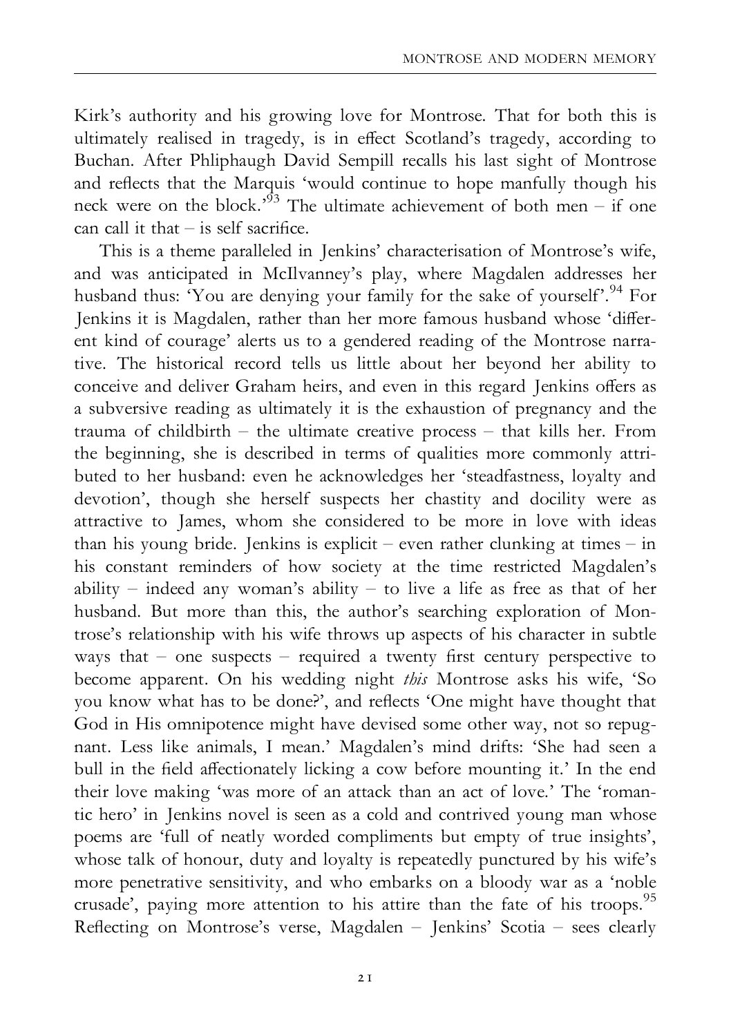Kirk's authority and his growing love for Montrose. That for both this is ultimately realised in tragedy, is in effect Scotland's tragedy, according to Buchan. After Phliphaugh David Sempill recalls his last sight of Montrose and reflects that the Marquis 'would continue to hope manfully though his neck were on the block.'[93] The ultimate achievement of both men – if one can call it that – is self sacrifice.

This is a theme paralleled in Jenkins' characterisation of Montrose's wife, and was anticipated in McIlvanney's play, where Magdalen addresses her husband thus: 'You are denying your family for the sake of yourself'.[94] For Jenkins it is Magdalen, rather than her more famous husband whose 'different kind of courage' alerts us to a gendered reading of the Montrose narrative. The historical record tells us little about her beyond her ability to conceive and deliver Graham heirs, and even in this regard Jenkins offers as a subversive reading as ultimately it is the exhaustion of pregnancy and the trauma of childbirth – the ultimate creative process – that kills her. From the beginning, she is described in terms of qualities more commonly attributed to her husband: even he acknowledges her 'steadfastness, loyalty and devotion', though she herself suspects her chastity and docility were as attractive to James, whom she considered to be more in love with ideas than his young bride. Jenkins is explicit – even rather clunking at times – in his constant reminders of how society at the time restricted Magdalen's ability – indeed any woman's ability – to live a life as free as that of her husband. But more than this, the author's searching exploration of Montrose's relationship with his wife throws up aspects of his character in subtle ways that – one suspects – required a twenty first century perspective to become apparent. On his wedding night *this* Montrose asks his wife, 'So you know what has to be done?', and reflects 'One might have thought that God in His omnipotence might have devised some other way, not so repugnant. Less like animals, I mean.' Magdalen's mind drifts: 'She had seen a bull in the field affectionately licking a cow before mounting it.' In the end their love making 'was more of an attack than an act of love.' The 'romantic hero' in Jenkins novel is seen as a cold and contrived young man whose poems are 'full of neatly worded compliments but empty of true insights', whose talk of honour, duty and loyalty is repeatedly punctured by his wife's more penetrative sensitivity, and who embarks on a bloody war as a 'noble crusade', paying more attention to his attire than the fate of his troops.[95] Reflecting on Montrose's verse, Magdalen – Jenkins' Scotia – sees clearly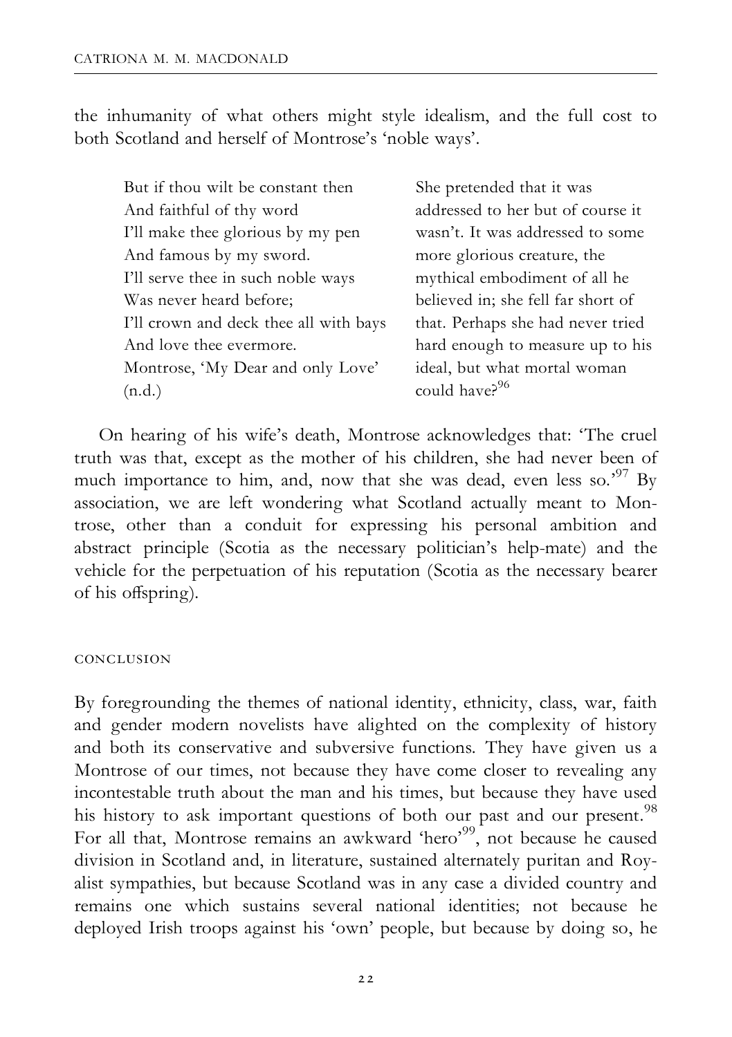the inhumanity of what others might style idealism, and the full cost to both Scotland and herself of Montrose's 'noble ways'.

> But if thou wilt be constant then
> And faithful of thy word
> I'll make thee glorious by my pen
> And famous by my sword.
> I'll serve thee in such noble ways
> Was never heard before;
> I'll crown and deck thee all with bays
> And love thee evermore.
> Montrose, 'My Dear and only Love' (n.d.)

> She pretended that it was addressed to her but of course it wasn't. It was addressed to some more glorious creature, the mythical embodiment of all he believed in; she fell far short of that. Perhaps she had never tried hard enough to measure up to his ideal, but what mortal woman could have?[96]

On hearing of his wife's death, Montrose acknowledges that: 'The cruel truth was that, except as the mother of his children, she had never been of much importance to him, and, now that she was dead, even less so.'[97] By association, we are left wondering what Scotland actually meant to Montrose, other than a conduit for expressing his personal ambition and abstract principle (Scotia as the necessary politician's help-mate) and the vehicle for the perpetuation of his reputation (Scotia as the necessary bearer of his offspring).

## CONCLUSION

By foregrounding the themes of national identity, ethnicity, class, war, faith and gender modern novelists have alighted on the complexity of history and both its conservative and subversive functions. They have given us a Montrose of our times, not because they have come closer to revealing any incontestable truth about the man and his times, but because they have used his history to ask important questions of both our past and our present.[98] For all that, Montrose remains an awkward 'hero'[99], not because he caused division in Scotland and, in literature, sustained alternately puritan and Royalist sympathies, but because Scotland was in any case a divided country and remains one which sustains several national identities; not because he deployed Irish troops against his 'own' people, but because by doing so, he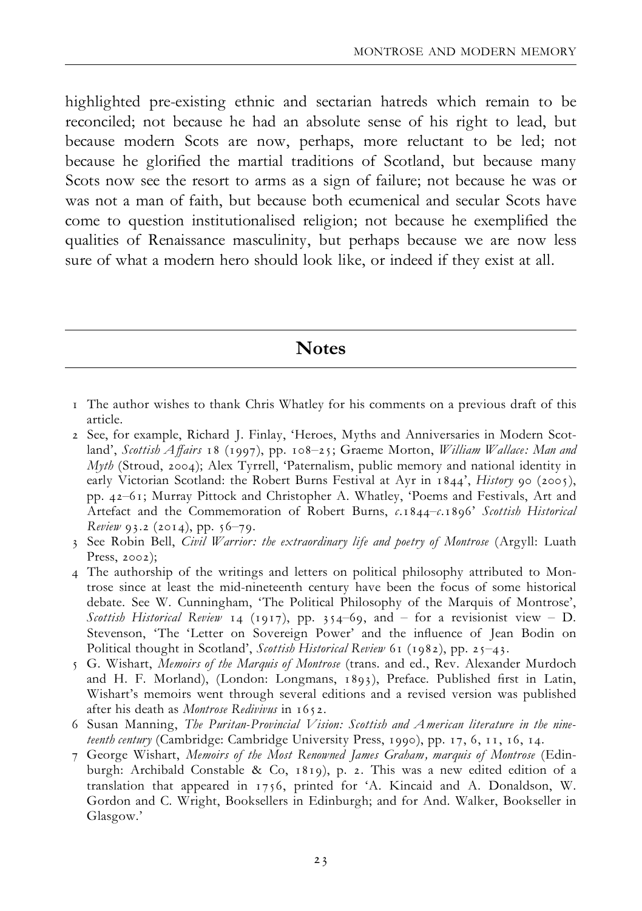highlighted pre-existing ethnic and sectarian hatreds which remain to be reconciled; not because he had an absolute sense of his right to lead, but because modern Scots are now, perhaps, more reluctant to be led; not because he glorified the martial traditions of Scotland, but because many Scots now see the resort to arms as a sign of failure; not because he was or was not a man of faith, but because both ecumenical and secular Scots have come to question institutionalised religion; not because he exemplified the qualities of Renaissance masculinity, but perhaps because we are now less sure of what a modern hero should look like, or indeed if they exist at all.

## Notes

1 The author wishes to thank Chris Whatley for his comments on a previous draft of this article.

2 See, for example, Richard J. Finlay, 'Heroes, Myths and Anniversaries in Modern Scotland', *Scottish Affairs* 18 (1997), pp. 108–25; Graeme Morton, *William Wallace: Man and Myth* (Stroud, 2004); Alex Tyrrell, 'Paternalism, public memory and national identity in early Victorian Scotland: the Robert Burns Festival at Ayr in 1844', *History* 90 (2005), pp. 42–61; Murray Pittock and Christopher A. Whatley, 'Poems and Festivals, Art and Artefact and the Commemoration of Robert Burns, *c.*1844–*c.*1896' *Scottish Historical Review* 93.2 (2014), pp. 56–79.

3 See Robin Bell, *Civil Warrior: the extraordinary life and poetry of Montrose* (Argyll: Luath Press, 2002);

4 The authorship of the writings and letters on political philosophy attributed to Montrose since at least the mid-nineteenth century have been the focus of some historical debate. See W. Cunningham, 'The Political Philosophy of the Marquis of Montrose', *Scottish Historical Review* 14 (1917), pp. 354–69, and – for a revisionist view – D. Stevenson, 'The 'Letter on Sovereign Power' and the influence of Jean Bodin on Political thought in Scotland', *Scottish Historical Review* 61 (1982), pp. 25–43.

5 G. Wishart, *Memoirs of the Marquis of Montrose* (trans. and ed., Rev. Alexander Murdoch and H. F. Morland), (London: Longmans, 1893), Preface. Published first in Latin, Wishart's memoirs went through several editions and a revised version was published after his death as *Montrose Redivivus* in 1652.

6 Susan Manning, *The Puritan-Provincial Vision: Scottish and American literature in the nineteenth century* (Cambridge: Cambridge University Press, 1990), pp. 17, 6, 11, 16, 14.

7 George Wishart, *Memoirs of the Most Renowned James Graham, marquis of Montrose* (Edinburgh: Archibald Constable & Co, 1819), p. 2. This was a new edited edition of a translation that appeared in 1756, printed for 'A. Kincaid and A. Donaldson, W. Gordon and C. Wright, Booksellers in Edinburgh; and for And. Walker, Bookseller in Glasgow.'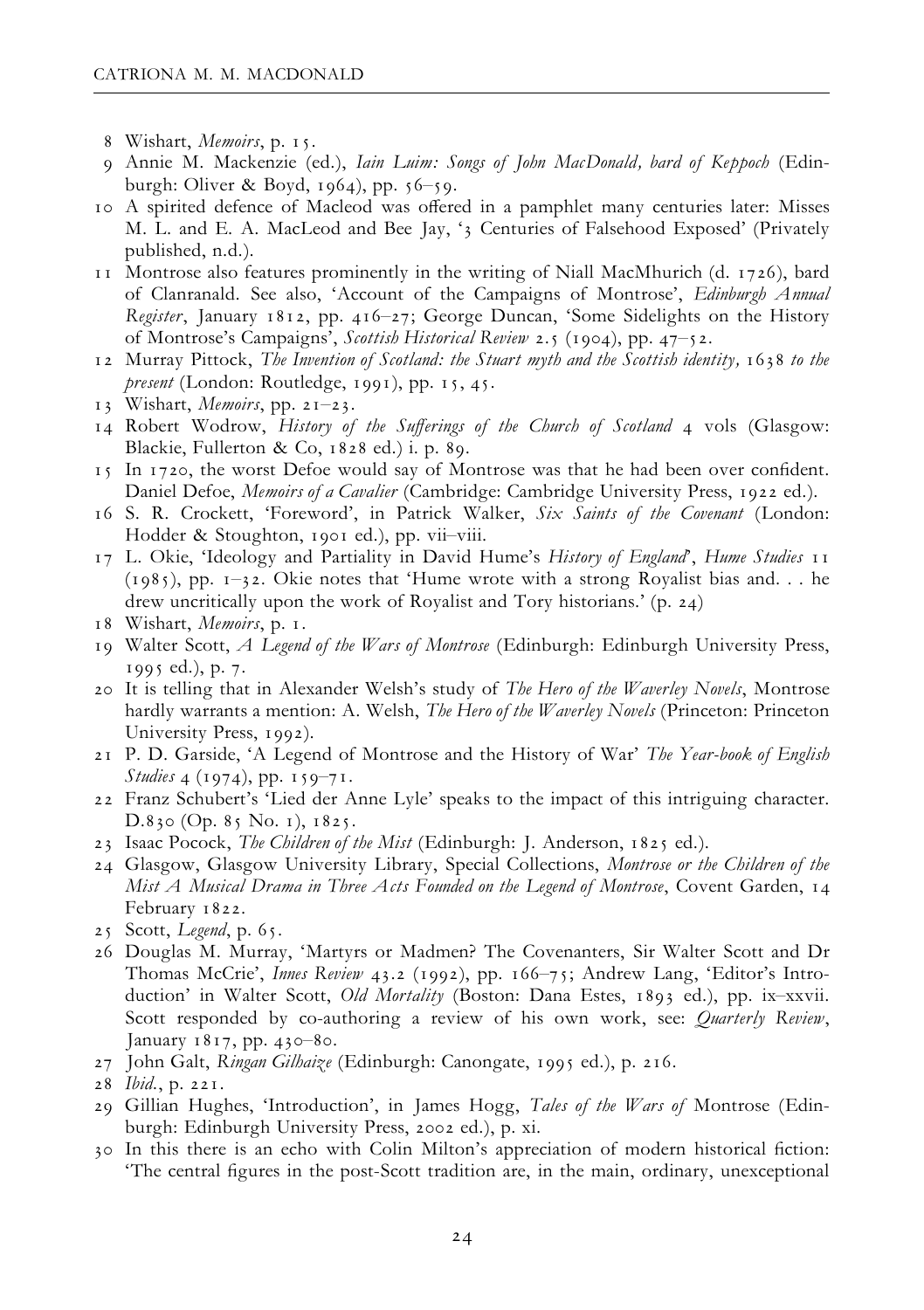8 Wishart, *Memoirs*, p. 15.

9 Annie M. Mackenzie (ed.), *Iain Luim: Songs of John MacDonald, bard of Keppoch* (Edinburgh: Oliver & Boyd, 1964), pp. 56–59.

10 A spirited defence of Macleod was offered in a pamphlet many centuries later: Misses M. L. and E. A. MacLeod and Bee Jay, '3 Centuries of Falsehood Exposed' (Privately published, n.d.).

11 Montrose also features prominently in the writing of Niall MacMhurich (d. 1726), bard of Clanranald. See also, 'Account of the Campaigns of Montrose', *Edinburgh Annual Register*, January 1812, pp. 416–27; George Duncan, 'Some Sidelights on the History of Montrose's Campaigns', *Scottish Historical Review* 2.5 (1904), pp. 47–52.

12 Murray Pittock, *The Invention of Scotland: the Stuart myth and the Scottish identity, 1638 to the present* (London: Routledge, 1991), pp. 15, 45.

13 Wishart, *Memoirs*, pp. 21–23.

14 Robert Wodrow, *History of the Sufferings of the Church of Scotland* 4 vols (Glasgow: Blackie, Fullerton & Co, 1828 ed.) i. p. 89.

15 In 1720, the worst Defoe would say of Montrose was that he had been over confident. Daniel Defoe, *Memoirs of a Cavalier* (Cambridge: Cambridge University Press, 1922 ed.).

16 S. R. Crockett, 'Foreword', in Patrick Walker, *Six Saints of the Covenant* (London: Hodder & Stoughton, 1901 ed.), pp. vii–viii.

17 L. Okie, 'Ideology and Partiality in David Hume's *History of England*', *Hume Studies* 11 (1985), pp. 1–32. Okie notes that 'Hume wrote with a strong Royalist bias and. . . he drew uncritically upon the work of Royalist and Tory historians.' (p. 24)

18 Wishart, *Memoirs*, p. 1.

19 Walter Scott, *A Legend of the Wars of Montrose* (Edinburgh: Edinburgh University Press, 1995 ed.), p. 7.

20 It is telling that in Alexander Welsh's study of *The Hero of the Waverley Novels*, Montrose hardly warrants a mention: A. Welsh, *The Hero of the Waverley Novels* (Princeton: Princeton University Press, 1992).

21 P. D. Garside, 'A Legend of Montrose and the History of War' *The Year-book of English Studies* 4 (1974), pp. 159–71.

22 Franz Schubert's 'Lied der Anne Lyle' speaks to the impact of this intriguing character. D.830 (Op. 85 No. 1), 1825.

23 Isaac Pocock, *The Children of the Mist* (Edinburgh: J. Anderson, 1825 ed.).

24 Glasgow, Glasgow University Library, Special Collections, *Montrose or the Children of the Mist A Musical Drama in Three Acts Founded on the Legend of Montrose*, Covent Garden, 14 February 1822.

25 Scott, *Legend*, p. 65.

26 Douglas M. Murray, 'Martyrs or Madmen? The Covenanters, Sir Walter Scott and Dr Thomas McCrie', *Innes Review* 43.2 (1992), pp. 166–75; Andrew Lang, 'Editor's Introduction' in Walter Scott, *Old Mortality* (Boston: Dana Estes, 1893 ed.), pp. ix–xxvii. Scott responded by co-authoring a review of his own work, see: *Quarterly Review*, January 1817, pp. 430–80.

27 John Galt, *Ringan Gilhaize* (Edinburgh: Canongate, 1995 ed.), p. 216.

28 *Ibid.*, p. 221.

29 Gillian Hughes, 'Introduction', in James Hogg, *Tales of the Wars of* Montrose (Edinburgh: Edinburgh University Press, 2002 ed.), p. xi.

30 In this there is an echo with Colin Milton's appreciation of modern historical fiction: 'The central figures in the post-Scott tradition are, in the main, ordinary, unexceptional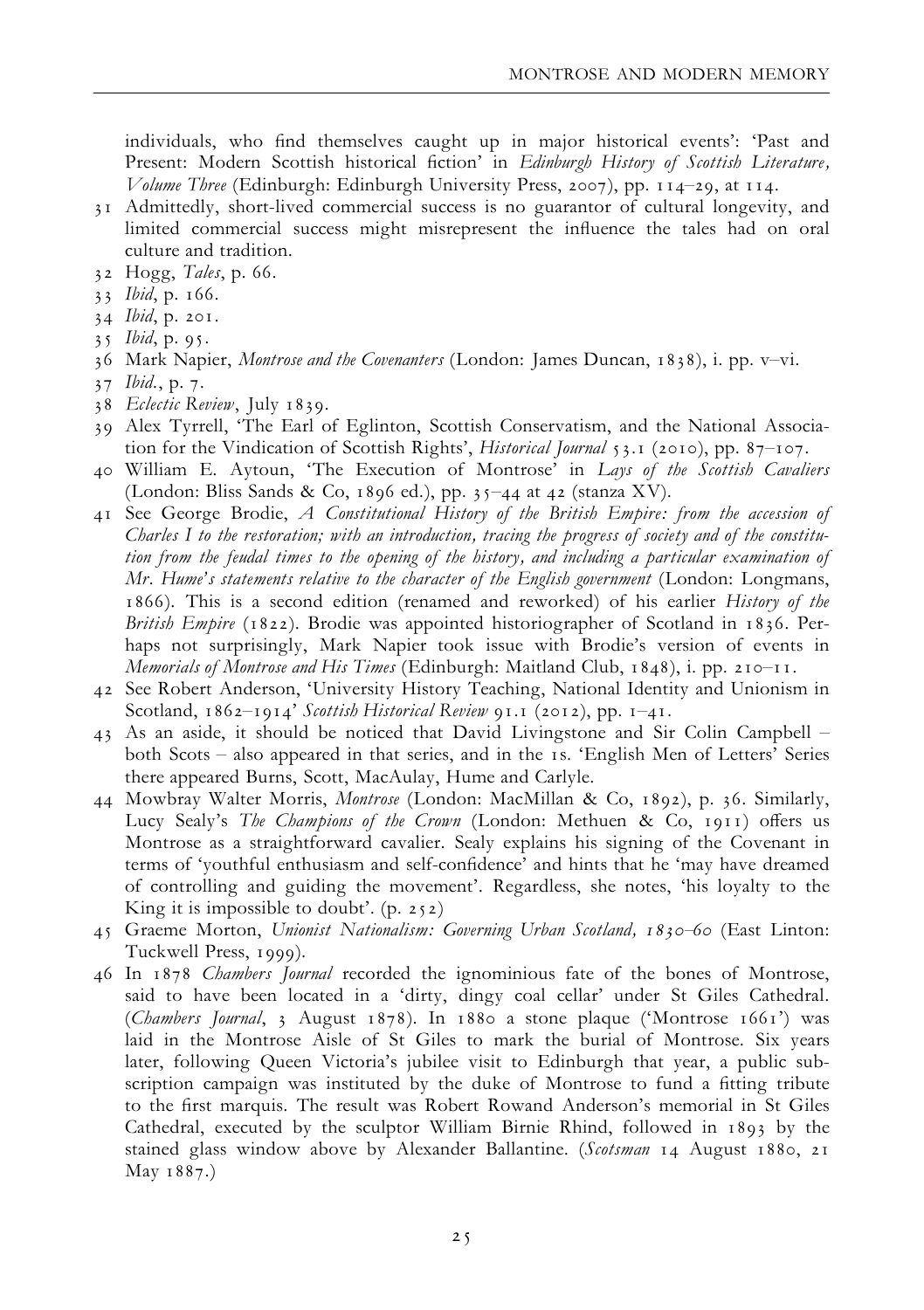individuals, who find themselves caught up in major historical events': 'Past and Present: Modern Scottish historical fiction' in *Edinburgh History of Scottish Literature, Volume Three* (Edinburgh: Edinburgh University Press, 2007), pp. 114–29, at 114.

31 Admittedly, short-lived commercial success is no guarantor of cultural longevity, and limited commercial success might misrepresent the influence the tales had on oral culture and tradition.

32 Hogg, *Tales*, p. 66.

33 *Ibid*, p. 166.

34 *Ibid*, p. 201.

35 *Ibid*, p. 95.

36 Mark Napier, *Montrose and the Covenanters* (London: James Duncan, 1838), i. pp. v–vi.

37 *Ibid.*, p. 7.

38 *Eclectic Review*, July 1839.

39 Alex Tyrrell, 'The Earl of Eglinton, Scottish Conservatism, and the National Association for the Vindication of Scottish Rights', *Historical Journal* 53.1 (2010), pp. 87–107.

40 William E. Aytoun, 'The Execution of Montrose' in *Lays of the Scottish Cavaliers* (London: Bliss Sands & Co, 1896 ed.), pp. 35–44 at 42 (stanza XV).

41 See George Brodie, *A Constitutional History of the British Empire: from the accession of Charles I to the restoration; with an introduction, tracing the progress of society and of the constitution from the feudal times to the opening of the history, and including a particular examination of Mr. Hume's statements relative to the character of the English government* (London: Longmans, 1866). This is a second edition (renamed and reworked) of his earlier *History of the British Empire* (1822). Brodie was appointed historiographer of Scotland in 1836. Perhaps not surprisingly, Mark Napier took issue with Brodie's version of events in *Memorials of Montrose and His Times* (Edinburgh: Maitland Club, 1848), i. pp. 210–11.

42 See Robert Anderson, 'University History Teaching, National Identity and Unionism in Scotland, 1862–1914' *Scottish Historical Review* 91.1 (2012), pp. 1–41.

43 As an aside, it should be noticed that David Livingstone and Sir Colin Campbell – both Scots – also appeared in that series, and in the 1s. 'English Men of Letters' Series there appeared Burns, Scott, MacAulay, Hume and Carlyle.

44 Mowbray Walter Morris, *Montrose* (London: MacMillan & Co, 1892), p. 36. Similarly, Lucy Sealy's *The Champions of the Crown* (London: Methuen & Co, 1911) offers us Montrose as a straightforward cavalier. Sealy explains his signing of the Covenant in terms of 'youthful enthusiasm and self-confidence' and hints that he 'may have dreamed of controlling and guiding the movement'. Regardless, she notes, 'his loyalty to the King it is impossible to doubt'. (p. 252)

45 Graeme Morton, *Unionist Nationalism: Governing Urban Scotland, 1830–60* (East Linton: Tuckwell Press, 1999).

46 In 1878 *Chambers Journal* recorded the ignominious fate of the bones of Montrose, said to have been located in a 'dirty, dingy coal cellar' under St Giles Cathedral. (*Chambers Journal*, 3 August 1878). In 1880 a stone plaque ('Montrose 1661') was laid in the Montrose Aisle of St Giles to mark the burial of Montrose. Six years later, following Queen Victoria's jubilee visit to Edinburgh that year, a public subscription campaign was instituted by the duke of Montrose to fund a fitting tribute to the first marquis. The result was Robert Rowand Anderson's memorial in St Giles Cathedral, executed by the sculptor William Birnie Rhind, followed in 1893 by the stained glass window above by Alexander Ballantine. (*Scotsman* 14 August 1880, 21 May 1887.)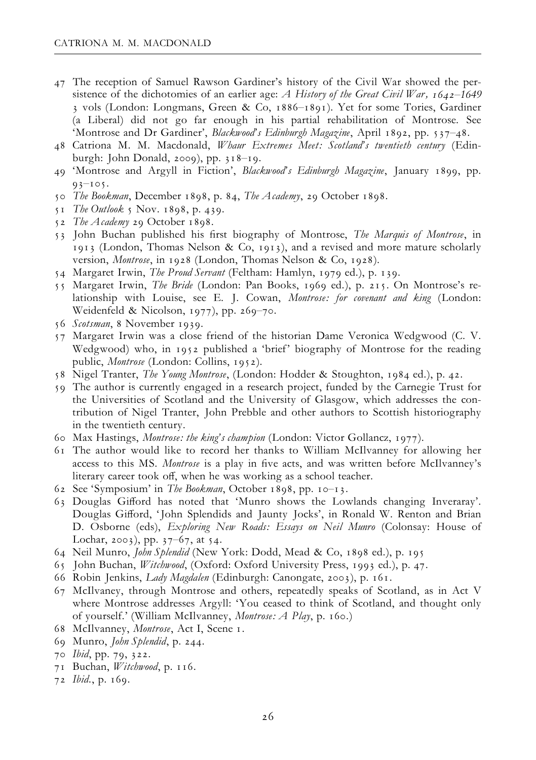47 The reception of Samuel Rawson Gardiner's history of the Civil War showed the persistence of the dichotomies of an earlier age: *A History of the Great Civil War, 1642–1649* 3 vols (London: Longmans, Green & Co, 1886–1891). Yet for some Tories, Gardiner (a Liberal) did not go far enough in his partial rehabilitation of Montrose. See 'Montrose and Dr Gardiner', *Blackwood's Edinburgh Magazine*, April 1892, pp. 537–48.

48 Catriona M. M. Macdonald, *Whaur Extremes Meet: Scotland's twentieth century* (Edinburgh: John Donald, 2009), pp. 318–19.

49 'Montrose and Argyll in Fiction', *Blackwood's Edinburgh Magazine*, January 1899, pp. 93–105.

50 *The Bookman*, December 1898, p. 84, *The Academy*, 29 October 1898.

51 *The Outlook* 5 Nov. 1898, p. 439.

52 *The Academy* 29 October 1898.

53 John Buchan published his first biography of Montrose, *The Marquis of Montrose*, in 1913 (London, Thomas Nelson & Co, 1913), and a revised and more mature scholarly version, *Montrose*, in 1928 (London, Thomas Nelson & Co, 1928).

54 Margaret Irwin, *The Proud Servant* (Feltham: Hamlyn, 1979 ed.), p. 139.

55 Margaret Irwin, *The Bride* (London: Pan Books, 1969 ed.), p. 215. On Montrose's relationship with Louise, see E. J. Cowan, *Montrose: for covenant and king* (London: Weidenfeld & Nicolson, 1977), pp. 269–70.

56 *Scotsman*, 8 November 1939.

57 Margaret Irwin was a close friend of the historian Dame Veronica Wedgwood (C. V. Wedgwood) who, in 1952 published a 'brief' biography of Montrose for the reading public, *Montrose* (London: Collins, 1952).

58 Nigel Tranter, *The Young Montrose*, (London: Hodder & Stoughton, 1984 ed.), p. 42.

59 The author is currently engaged in a research project, funded by the Carnegie Trust for the Universities of Scotland and the University of Glasgow, which addresses the contribution of Nigel Tranter, John Prebble and other authors to Scottish historiography in the twentieth century.

60 Max Hastings, *Montrose: the king's champion* (London: Victor Gollancz, 1977).

61 The author would like to record her thanks to William McIlvanney for allowing her access to this MS. *Montrose* is a play in five acts, and was written before McIlvanney's literary career took off, when he was working as a school teacher.

62 See 'Symposium' in *The Bookman*, October 1898, pp. 10–13.

63 Douglas Gifford has noted that 'Munro shows the Lowlands changing Inveraray'. Douglas Gifford, 'John Splendids and Jaunty Jocks', in Ronald W. Renton and Brian D. Osborne (eds), *Exploring New Roads: Essays on Neil Munro* (Colonsay: House of Lochar, 2003), pp. 37–67, at 54.

64 Neil Munro, *John Splendid* (New York: Dodd, Mead & Co, 1898 ed.), p. 195

65 John Buchan, *Witchwood*, (Oxford: Oxford University Press, 1993 ed.), p. 47.

66 Robin Jenkins, *Lady Magdalen* (Edinburgh: Canongate, 2003), p. 161.

67 McIlvaney, through Montrose and others, repeatedly speaks of Scotland, as in Act V where Montrose addresses Argyll: 'You ceased to think of Scotland, and thought only of yourself.' (William McIlvanney, *Montrose: A Play*, p. 160.)

68 McIlvanney, *Montrose*, Act I, Scene 1.

69 Munro, *John Splendid*, p. 244.

70 *Ibid*, pp. 79, 322.

71 Buchan, *Witchwood*, p. 116.

72 *Ibid.*, p. 169.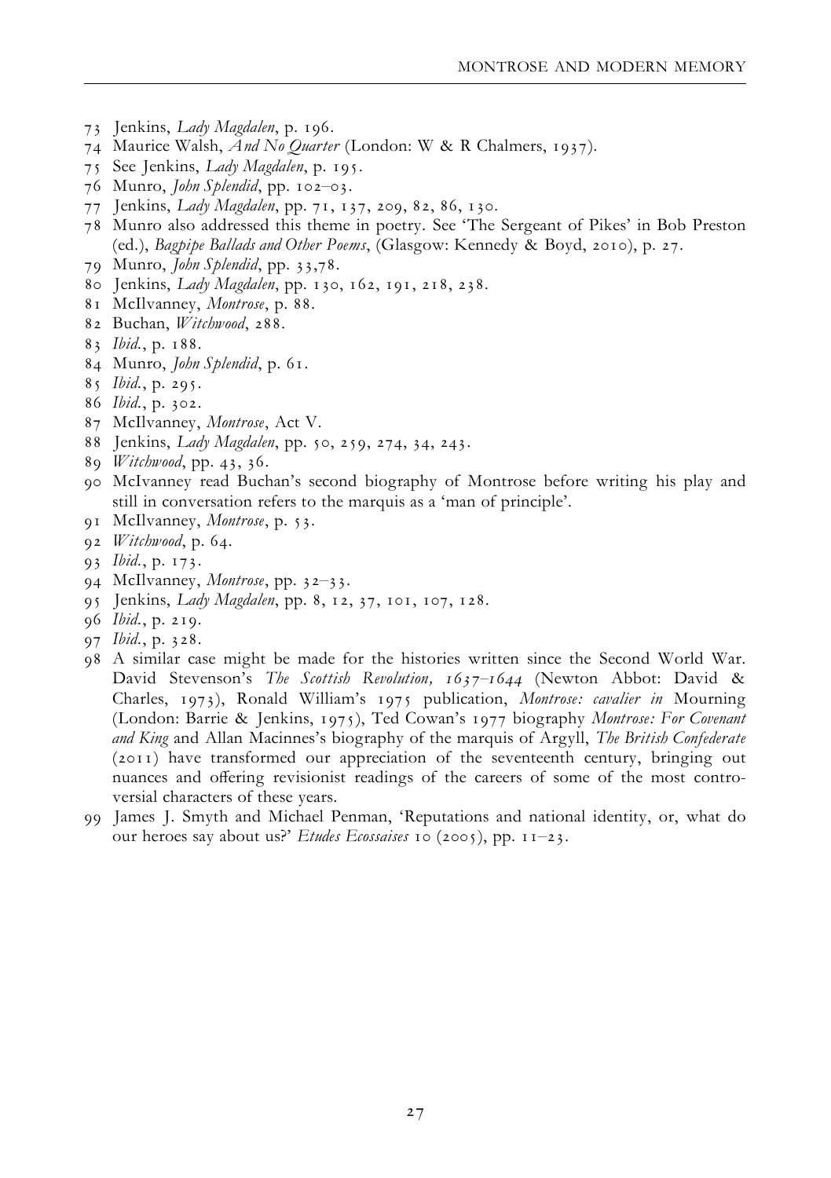73 Jenkins, *Lady Magdalen*, p. 196.

74 Maurice Walsh, *And No Quarter* (London: W & R Chalmers, 1937).

75 See Jenkins, *Lady Magdalen*, p. 195.

76 Munro, *John Splendid*, pp. 102–03.

77 Jenkins, *Lady Magdalen*, pp. 71, 137, 209, 82, 86, 130.

78 Munro also addressed this theme in poetry. See 'The Sergeant of Pikes' in Bob Preston (ed.), *Bagpipe Ballads and Other Poems*, (Glasgow: Kennedy & Boyd, 2010), p. 27.

79 Munro, *John Splendid*, pp. 33,78.

80 Jenkins, *Lady Magdalen*, pp. 130, 162, 191, 218, 238.

81 McIlvanney, *Montrose*, p. 88.

82 Buchan, *Witchwood*, 288.

83 *Ibid.*, p. 188.

84 Munro, *John Splendid*, p. 61.

85 *Ibid.*, p. 295.

86 *Ibid.*, p. 302.

87 McIlvanney, *Montrose*, Act V.

88 Jenkins, *Lady Magdalen*, pp. 50, 259, 274, 34, 243.

89 *Witchwood*, pp. 43, 36.

90 McIvanney read Buchan's second biography of Montrose before writing his play and still in conversation refers to the marquis as a 'man of principle'.

91 McIlvanney, *Montrose*, p. 53.

92 *Witchwood*, p. 64.

93 *Ibid.*, p. 173.

94 McIlvanney, *Montrose*, pp. 32–33.

95 Jenkins, *Lady Magdalen*, pp. 8, 12, 37, 101, 107, 128.

96 *Ibid.*, p. 219.

97 *Ibid.*, p. 328.

98 A similar case might be made for the histories written since the Second World War. David Stevenson's *The Scottish Revolution, 1637–1644* (Newton Abbot: David & Charles, 1973), Ronald William's 1975 publication, *Montrose: cavalier in* Mourning (London: Barrie & Jenkins, 1975), Ted Cowan's 1977 biography *Montrose: For Covenant and King* and Allan Macinnes's biography of the marquis of Argyll, *The British Confederate* (2011) have transformed our appreciation of the seventeenth century, bringing out nuances and offering revisionist readings of the careers of some of the most controversial characters of these years.

99 James J. Smyth and Michael Penman, 'Reputations and national identity, or, what do our heroes say about us?' *Etudes Ecossaises* 10 (2005), pp. 11–23.